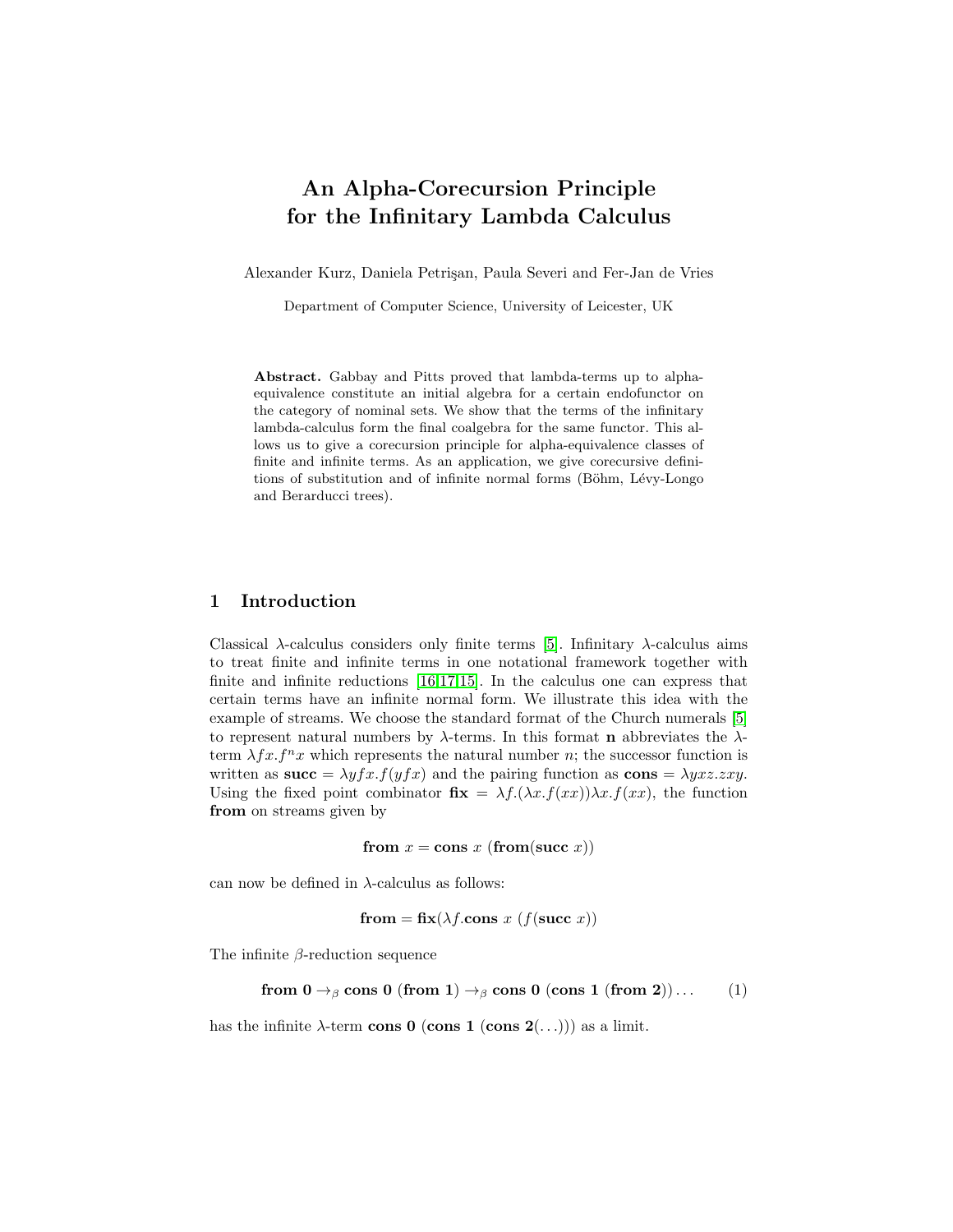# An Alpha-Corecursion Principle for the Infinitary Lambda Calculus

Alexander Kurz, Daniela Petrişan, Paula Severi and Fer-Jan de Vries

Department of Computer Science, University of Leicester, UK

**Abstract.** Gabbay and Pitts proved that lambda-terms up to alpha-equivalence constitute an initial algebra for a certain endofunctor on the category of nominal sets. We show that the terms of the infinitary lambda-calculus form the final coalgebra for the same functor. This allows us to give a corecursion principle for alpha-equivalence classes of finite and infinite terms. As an application, we give corecursive definitions of substitution and of infinite normal forms (Böhm, Lévy-Longo and Berarducci trees).

## 1 Introduction

Classical $\lambda$-calculus considers only finite terms [5]. Infinitary $\lambda$-calculus aims to treat finite and infinite terms in one notational framework together with finite and infinite reductions [16,17,15]. In the calculus one can express that certain terms have an infinite normal form. We illustrate this idea with the example of streams. We choose the standard format of the Church numerals [5] to represent natural numbers by $\lambda$-terms. In this format $\mathbf{n}$ abbreviates the $\lambda$-term $\lambda fx.f^n x$ which represents the natural number $n$; the successor function is written as $\mathbf{succ} = \lambda yfx.f(yfx)$ and the pairing function as $\mathbf{cons} = \lambda yxz.zxy$. Using the fixed point combinator $\mathbf{fix} = \lambda f.(\lambda x.f(xx))\lambda x.f(xx)$, the function $\mathbf{from}$ on streams given by

$$\mathbf{from}\ x = \mathbf{cons}\ x\ (\mathbf{from}(\mathbf{succ}\ x))$$

can now be defined in $\lambda$-calculus as follows:

$$\mathbf{from} = \mathbf{fix}(\lambda f.\mathbf{cons}\ x\ (f(\mathbf{succ}\ x))$$

The infinite $\beta$-reduction sequence

$$\mathbf{from}\ \mathbf{0} \to_\beta \mathbf{cons}\ \mathbf{0}\ (\mathbf{from}\ \mathbf{1}) \to_\beta \mathbf{cons}\ \mathbf{0}\ (\mathbf{cons}\ \mathbf{1}\ (\mathbf{from}\ \mathbf{2}))\ldots \qquad (1)$$

has the infinite $\lambda$-term $\mathbf{cons}\ \mathbf{0}\ (\mathbf{cons}\ \mathbf{1}\ (\mathbf{cons}\ \mathbf{2}(\ldots)))$ as a limit.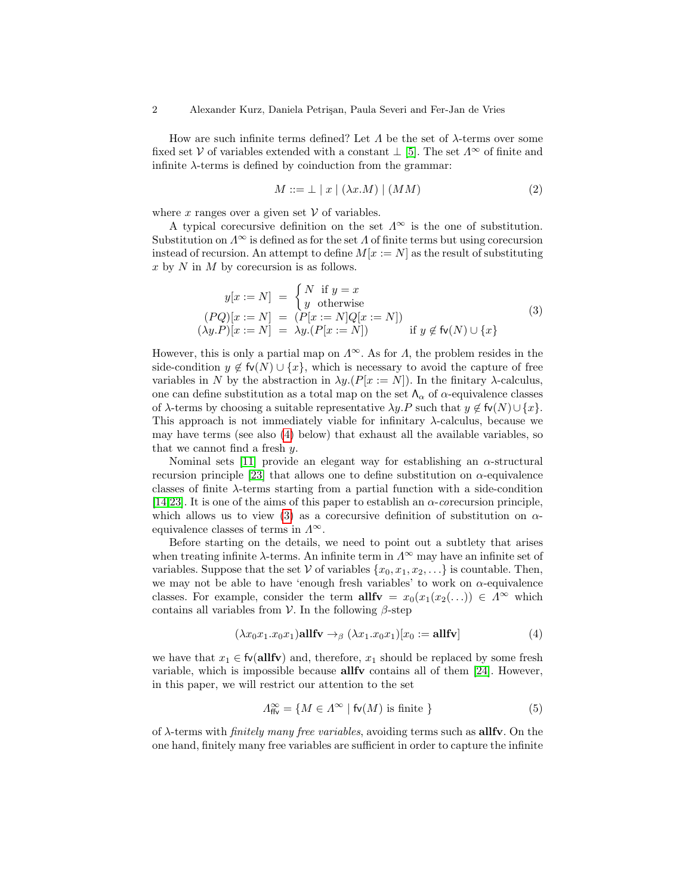How are such infinite terms defined? Let $\Lambda$ be the set of $\lambda$-terms over some fixed set $\mathcal{V}$ of variables extended with a constant $\bot$ [5]. The set $\Lambda^\infty$ of finite and infinite $\lambda$-terms is defined by coinduction from the grammar:

$$M ::= \bot \mid x \mid (\lambda x.M) \mid (MM) \tag{2}$$

where $x$ ranges over a given set $\mathcal{V}$ of variables.

A typical corecursive definition on the set $\Lambda^\infty$ is the one of substitution. Substitution on $\Lambda^\infty$ is defined as for the set $\Lambda$ of finite terms but using corecursion instead of recursion. An attempt to define $M[x := N]$ as the result of substituting $x$ by $N$ in $M$ by corecursion is as follows.

$$\begin{array}{rcll} y[x := N] & = & \begin{cases} N & \text{if } y = x \\ y & \text{otherwise} \end{cases} & \\ (PQ)[x := N] & = & (P[x := N]Q[x := N]) & \\ (\lambda y.P)[x := N] & = & \lambda y.(P[x := N]) & \text{if } y \notin \mathsf{fv}(N) \cup \{x\} \end{array} \tag{3}$$

However, this is only a partial map on $\Lambda^\infty$. As for $\Lambda$, the problem resides in the side-condition $y \notin \mathsf{fv}(N) \cup \{x\}$, which is necessary to avoid the capture of free variables in $N$ by the abstraction in $\lambda y.(P[x := N])$. In the finitary $\lambda$-calculus, one can define substitution as a total map on the set $\mathsf{\Lambda}_\alpha$ of $\alpha$-equivalence classes of $\lambda$-terms by choosing a suitable representative $\lambda y.P$ such that $y \notin \mathsf{fv}(N) \cup \{x\}$. This approach is not immediately viable for infinitary $\lambda$-calculus, because we may have terms (see also (4) below) that exhaust all the available variables, so that we cannot find a fresh $y$.

Nominal sets [11] provide an elegant way for establishing an $\alpha$-structural recursion principle [23] that allows one to define substitution on $\alpha$-equivalence classes of finite $\lambda$-terms starting from a partial function with a side-condition [14,23]. It is one of the aims of this paper to establish an $\alpha$-*co*recursion principle, which allows us to view (3) as a corecursive definition of substitution on $\alpha$-equivalence classes of terms in $\Lambda^\infty$.

Before starting on the details, we need to point out a subtlety that arises when treating infinite $\lambda$-terms. An infinite term in $\Lambda^\infty$ may have an infinite set of variables. Suppose that the set $\mathcal{V}$ of variables $\{x_0, x_1, x_2, \ldots\}$ is countable. Then, we may not be able to have 'enough fresh variables' to work on $\alpha$-equivalence classes. For example, consider the term $\mathbf{allfv} = x_0(x_1(x_2(\ldots)) \in \Lambda^\infty$ which contains all variables from $\mathcal{V}$. In the following $\beta$-step

$$(\lambda x_0 x_1.x_0 x_1)\mathbf{allfv} \to_\beta (\lambda x_1.x_0 x_1)[x_0 := \mathbf{allfv}] \tag{4}$$

we have that $x_1 \in \mathsf{fv}(\mathbf{allfv})$ and, therefore, $x_1$ should be replaced by some fresh variable, which is impossible because $\mathbf{allfv}$ contains all of them [24]. However, in this paper, we will restrict our attention to the set

$$\Lambda^\infty_{\mathsf{ffv}} = \{M \in \Lambda^\infty \mid \mathsf{fv}(M) \text{ is finite }\} \tag{5}$$

of $\lambda$-terms with *finitely many free variables*, avoiding terms such as $\mathbf{allfv}$. On the one hand, finitely many free variables are sufficient in order to capture the infinite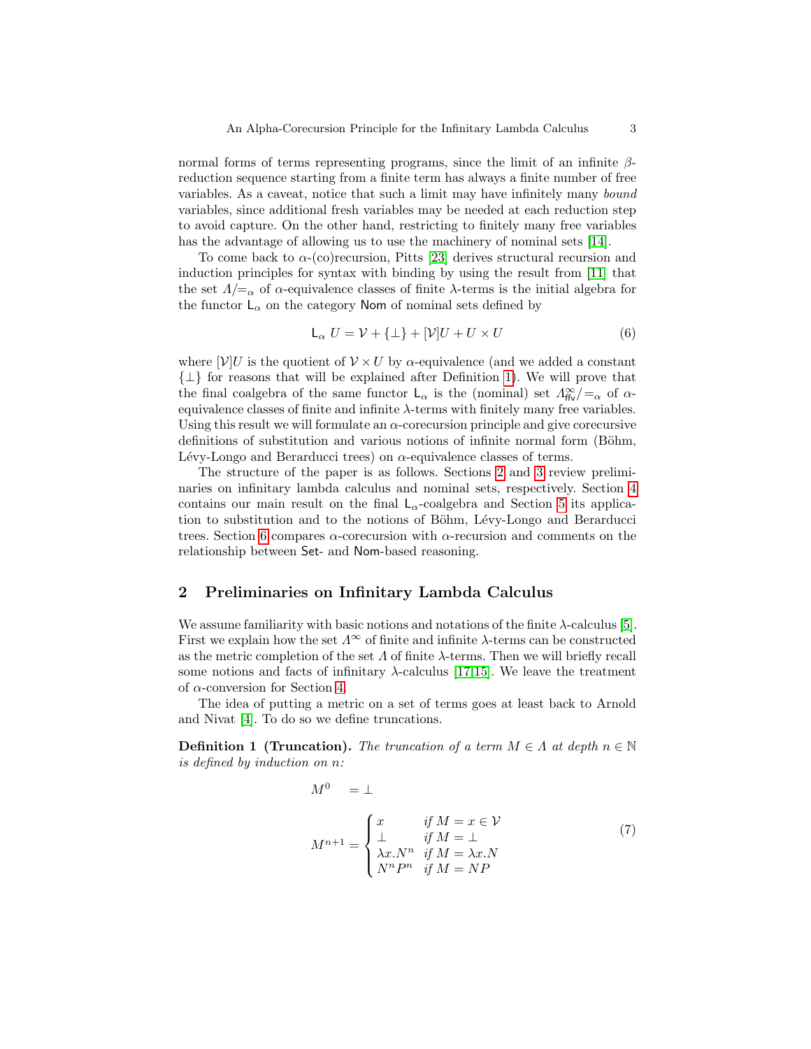normal forms of terms representing programs, since the limit of an infinite $\beta$-reduction sequence starting from a finite term has always a finite number of free variables. As a caveat, notice that such a limit may have infinitely many *bound* variables, since additional fresh variables may be needed at each reduction step to avoid capture. On the other hand, restricting to finitely many free variables has the advantage of allowing us to use the machinery of nominal sets [14].

To come back to $\alpha$-(co)recursion, Pitts [23] derives structural recursion and induction principles for syntax with binding by using the result from [11] that the set $\Lambda/{=_\alpha}$ of $\alpha$-equivalence classes of finite $\lambda$-terms is the initial algebra for the functor $\mathsf{L}_\alpha$ on the category $\mathsf{Nom}$ of nominal sets defined by

$$\mathsf{L}_\alpha\ U = \mathcal{V} + \{\bot\} + [\mathcal{V}]U + U \times U \tag{6}$$

where $[\mathcal{V}]U$ is the quotient of $\mathcal{V} \times U$ by $\alpha$-equivalence (and we added a constant $\{\bot\}$ for reasons that will be explained after Definition 1). We will prove that the final coalgebra of the same functor $\mathsf{L}_\alpha$ is the (nominal) set $\Lambda^\infty_{\mathsf{ffv}}/{=_\alpha}$ of $\alpha$-equivalence classes of finite and infinite $\lambda$-terms with finitely many free variables. Using this result we will formulate an $\alpha$-corecursion principle and give corecursive definitions of substitution and various notions of infinite normal form (Böhm, Lévy-Longo and Berarducci trees) on $\alpha$-equivalence classes of terms.

The structure of the paper is as follows. Sections 2 and 3 review preliminaries on infinitary lambda calculus and nominal sets, respectively. Section 4 contains our main result on the final $\mathsf{L}_\alpha$-coalgebra and Section 5 its application to substitution and to the notions of Böhm, Lévy-Longo and Berarducci trees. Section 6 compares $\alpha$-corecursion with $\alpha$-recursion and comments on the relationship between $\mathsf{Set}$- and $\mathsf{Nom}$-based reasoning.

## 2 Preliminaries on Infinitary Lambda Calculus

We assume familiarity with basic notions and notations of the finite $\lambda$-calculus [5]. First we explain how the set $\Lambda^\infty$ of finite and infinite $\lambda$-terms can be constructed as the metric completion of the set $\Lambda$ of finite $\lambda$-terms. Then we will briefly recall some notions and facts of infinitary $\lambda$-calculus [17,15]. We leave the treatment of $\alpha$-conversion for Section 4.

The idea of putting a metric on a set of terms goes at least back to Arnold and Nivat [4]. To do so we define truncations.

**Definition 1 (Truncation).** *The truncation of a term $M \in \Lambda$ at depth $n \in \mathbb{N}$ is defined by induction on $n$:*

$$M^0 \quad = \bot$$

$$M^{n+1} = \begin{cases} x & \text{if } M = x \in \mathcal{V} \\ \bot & \text{if } M = \bot \\ \lambda x.N^n & \text{if } M = \lambda x.N \\ N^n P^n & \text{if } M = NP \end{cases} \tag{7}$$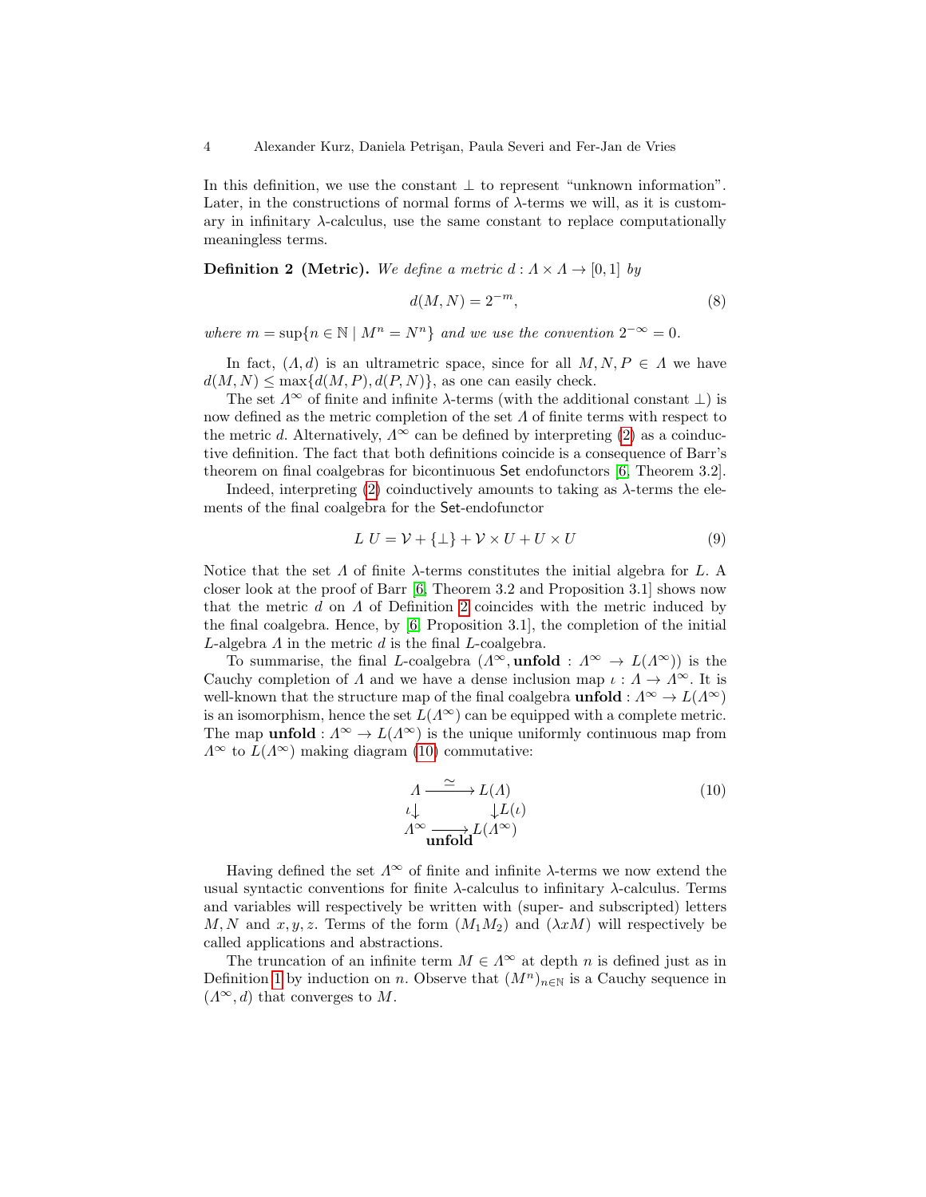In this definition, we use the constant $\bot$ to represent "unknown information". Later, in the constructions of normal forms of $\lambda$-terms we will, as it is customary in infinitary $\lambda$-calculus, use the same constant to replace computationally meaningless terms.

**Definition 2 (Metric).** *We define a metric $d : \Lambda \times \Lambda \to [0,1]$ by*

$$d(M,N) = 2^{-m}, \tag{8}$$

*where $m = \sup\{n \in \mathbb{N} \mid M^n = N^n\}$ and we use the convention $2^{-\infty} = 0$.*

In fact, $(\Lambda, d)$ is an ultrametric space, since for all $M, N, P \in \Lambda$ we have $d(M,N) \leq \max\{d(M,P), d(P,N)\}$, as one can easily check.

The set $\Lambda^\infty$ of finite and infinite $\lambda$-terms (with the additional constant $\bot$) is now defined as the metric completion of the set $\Lambda$ of finite terms with respect to the metric $d$. Alternatively, $\Lambda^\infty$ can be defined by interpreting (2) as a coinductive definition. The fact that both definitions coincide is a consequence of Barr's theorem on final coalgebras for bicontinuous $\mathsf{Set}$ endofunctors [6, Theorem 3.2].

Indeed, interpreting (2) coinductively amounts to taking as $\lambda$-terms the elements of the final coalgebra for the $\mathsf{Set}$-endofunctor

$$L\ U = \mathcal{V} + \{\bot\} + \mathcal{V} \times U + U \times U \tag{9}$$

Notice that the set $\Lambda$ of finite $\lambda$-terms constitutes the initial algebra for $L$. A closer look at the proof of Barr [6, Theorem 3.2 and Proposition 3.1] shows now that the metric $d$ on $\Lambda$ of Definition 2 coincides with the metric induced by the final coalgebra. Hence, by [6, Proposition 3.1], the completion of the initial $L$-algebra $\Lambda$ in the metric $d$ is the final $L$-coalgebra.

To summarise, the final $L$-coalgebra $(\Lambda^\infty, \mathbf{unfold} : \Lambda^\infty \to L(\Lambda^\infty))$ is the Cauchy completion of $\Lambda$ and we have a dense inclusion map $\iota : \Lambda \to \Lambda^\infty$. It is well-known that the structure map of the final coalgebra $\mathbf{unfold} : \Lambda^\infty \to L(\Lambda^\infty)$ is an isomorphism, hence the set $L(\Lambda^\infty)$ can be equipped with a complete metric. The map $\mathbf{unfold} : \Lambda^\infty \to L(\Lambda^\infty)$ is the unique uniformly continuous map from $\Lambda^\infty$ to $L(\Lambda^\infty)$ making diagram (10) commutative:

$$\begin{array}{ccc} \Lambda & \xrightarrow{\ \simeq\ } & L(\Lambda) \\ \iota \downarrow & & \downarrow L(\iota) \\ \Lambda^\infty & \xrightarrow[\mathbf{unfold}]{} & L(\Lambda^\infty) \end{array} \tag{10}$$

Having defined the set $\Lambda^\infty$ of finite and infinite $\lambda$-terms we now extend the usual syntactic conventions for finite $\lambda$-calculus to infinitary $\lambda$-calculus. Terms and variables will respectively be written with (super- and subscripted) letters $M, N$ and $x, y, z$. Terms of the form $(M_1 M_2)$ and $(\lambda x M)$ will respectively be called applications and abstractions.

The truncation of an infinite term $M \in \Lambda^\infty$ at depth $n$ is defined just as in Definition 1 by induction on $n$. Observe that $(M^n)_{n\in\mathbb{N}}$ is a Cauchy sequence in $(\Lambda^\infty, d)$ that converges to $M$.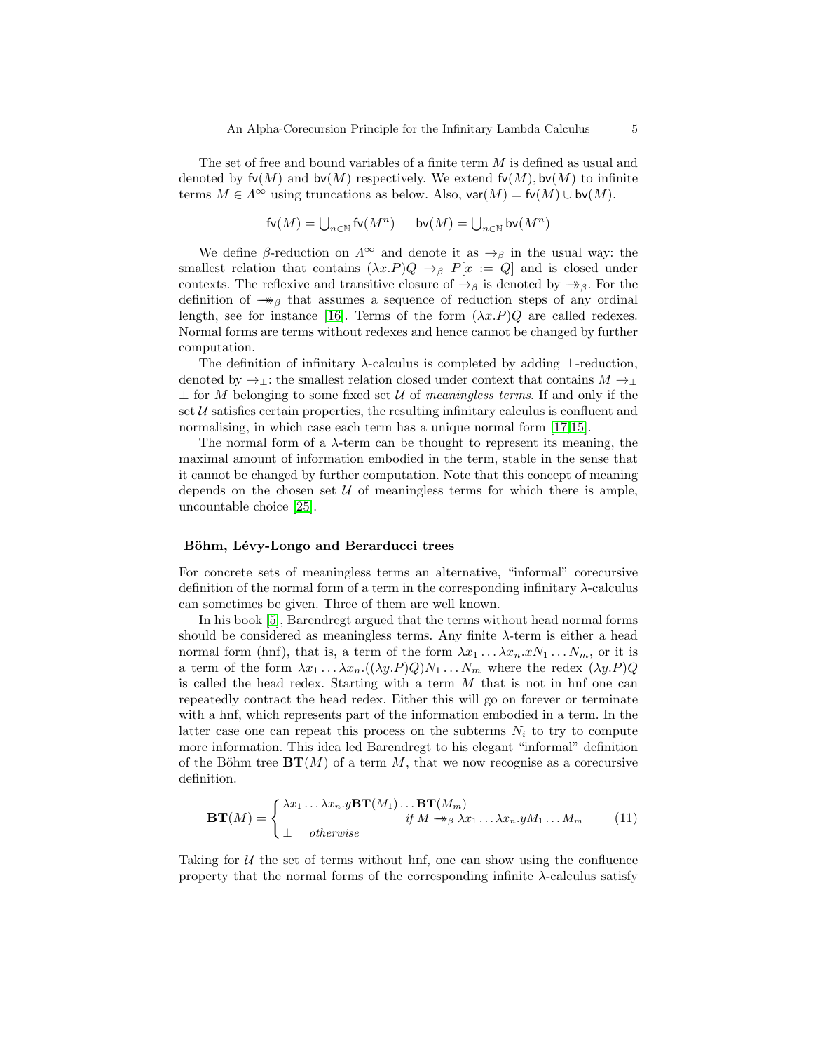The set of free and bound variables of a finite term $M$ is defined as usual and denoted by $\mathsf{fv}(M)$ and $\mathsf{bv}(M)$ respectively. We extend $\mathsf{fv}(M), \mathsf{bv}(M)$ to infinite terms $M \in \Lambda^\infty$ using truncations as below. Also, $\mathsf{var}(M) = \mathsf{fv}(M) \cup \mathsf{bv}(M)$.

$$\mathsf{fv}(M) = \bigcup_{n\in\mathbb{N}} \mathsf{fv}(M^n) \qquad \mathsf{bv}(M) = \bigcup_{n\in\mathbb{N}} \mathsf{bv}(M^n)$$

We define $\beta$-reduction on $\Lambda^\infty$ and denote it as $\to_\beta$ in the usual way: the smallest relation that contains $(\lambda x.P)Q \to_\beta P[x := Q]$ and is closed under contexts. The reflexive and transitive closure of $\to_\beta$ is denoted by $\twoheadrightarrow_\beta$. For the definition of $\twoheadrightarrow\!\!\!\!\!\!\rightarrow_\beta$ that assumes a sequence of reduction steps of any ordinal length, see for instance [16]. Terms of the form $(\lambda x.P)Q$ are called redexes. Normal forms are terms without redexes and hence cannot be changed by further computation.

The definition of infinitary $\lambda$-calculus is completed by adding $\bot$-reduction, denoted by $\to_\bot$: the smallest relation closed under context that contains $M \to_\bot \bot$ for $M$ belonging to some fixed set $\mathcal{U}$ of *meaningless terms*. If and only if the set $\mathcal{U}$ satisfies certain properties, the resulting infinitary calculus is confluent and normalising, in which case each term has a unique normal form [17,15].

The normal form of a $\lambda$-term can be thought to represent its meaning, the maximal amount of information embodied in the term, stable in the sense that it cannot be changed by further computation. Note that this concept of meaning depends on the chosen set $\mathcal{U}$ of meaningless terms for which there is ample, uncountable choice [25].

#### Böhm, Lévy-Longo and Berarducci trees

For concrete sets of meaningless terms an alternative, "informal" corecursive definition of the normal form of a term in the corresponding infinitary $\lambda$-calculus can sometimes be given. Three of them are well known.

In his book [5], Barendregt argued that the terms without head normal forms should be considered as meaningless terms. Any finite $\lambda$-term is either a head normal form (hnf), that is, a term of the form $\lambda x_1 \ldots \lambda x_n.xN_1 \ldots N_m$, or it is a term of the form $\lambda x_1 \ldots \lambda x_n.((\lambda y.P)Q)N_1 \ldots N_m$ where the redex $(\lambda y.P)Q$ is called the head redex. Starting with a term $M$ that is not in hnf one can repeatedly contract the head redex. Either this will go on forever or terminate with a hnf, which represents part of the information embodied in a term. In the latter case one can repeat this process on the subterms $N_i$ to try to compute more information. This idea led Barendregt to his elegant "informal" definition of the Böhm tree $\mathbf{BT}(M)$ of a term $M$, that we now recognise as a corecursive definition.

$$\mathbf{BT}(M) = \begin{cases} \lambda x_1 \ldots \lambda x_n.y\mathbf{BT}(M_1)\ldots\mathbf{BT}(M_m) & \\ \qquad\qquad\qquad\qquad \textit{if } M \twoheadrightarrow_\beta \lambda x_1 \ldots \lambda x_n.yM_1 \ldots M_m & \\ \bot \quad \textit{otherwise} & \end{cases} \tag{11}$$

Taking for $\mathcal{U}$ the set of terms without hnf, one can show using the confluence property that the normal forms of the corresponding infinite $\lambda$-calculus satisfy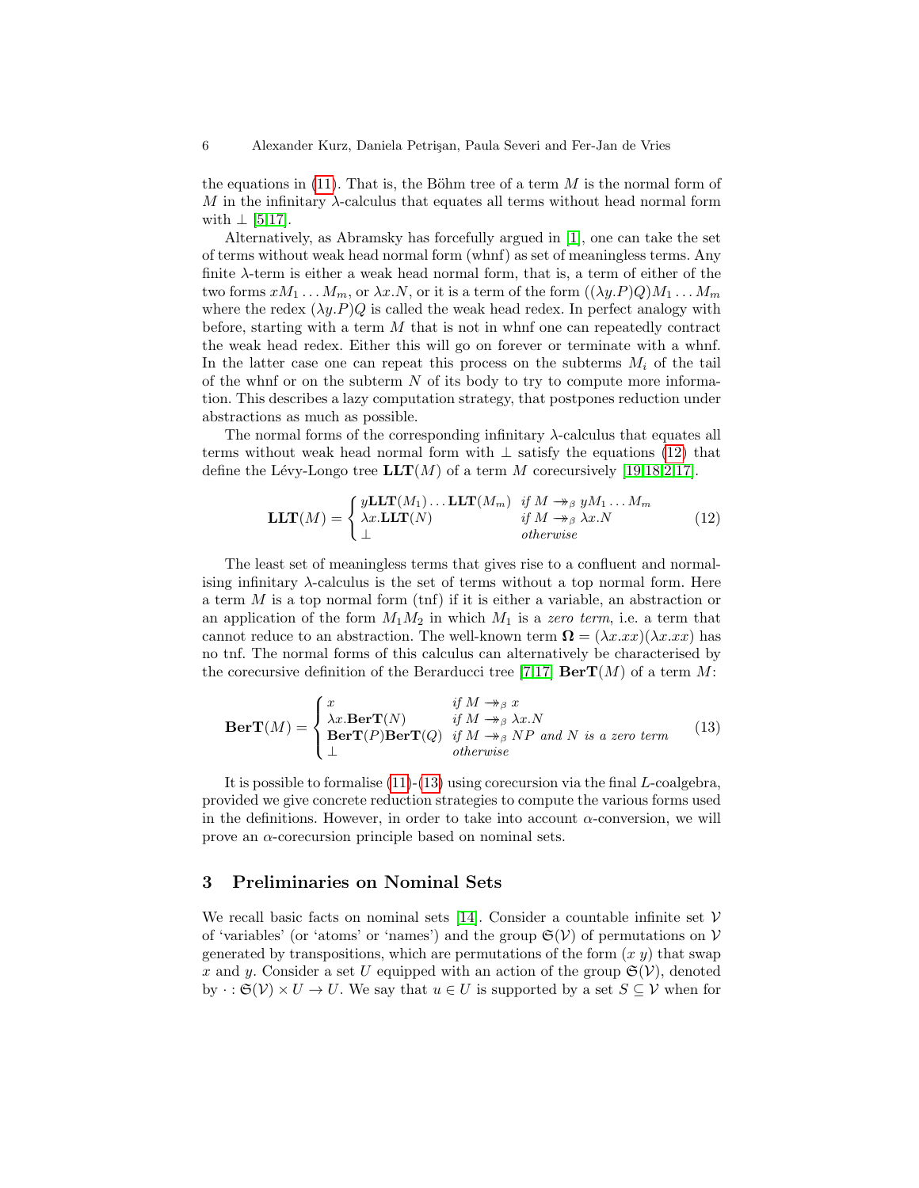the equations in (11). That is, the Böhm tree of a term $M$ is the normal form of $M$ in the infinitary $\lambda$-calculus that equates all terms without head normal form with $\bot$ [5,17].

Alternatively, as Abramsky has forcefully argued in [1], one can take the set of terms without weak head normal form (whnf) as set of meaningless terms. Any finite $\lambda$-term is either a weak head normal form, that is, a term of either of the two forms $xM_1 \dots M_m$, or $\lambda x.N$, or it is a term of the form $((\lambda y.P)Q)M_1 \dots M_m$ where the redex $(\lambda y.P)Q$ is called the weak head redex. In perfect analogy with before, starting with a term $M$ that is not in whnf one can repeatedly contract the weak head redex. Either this will go on forever or terminate with a whnf. In the latter case one can repeat this process on the subterms $M_i$ of the tail of the whnf or on the subterm $N$ of its body to try to compute more information. This describes a lazy computation strategy, that postpones reduction under abstractions as much as possible.

The normal forms of the corresponding infinitary $\lambda$-calculus that equates all terms without weak head normal form with $\bot$ satisfy the equations (12) that define the Lévy-Longo tree $\mathbf{LLT}(M)$ of a term $M$ corecursively [19,18,2,17].

$$\mathbf{LLT}(M) = \begin{cases} y\mathbf{LLT}(M_1)\dots\mathbf{LLT}(M_m) & \textit{if } M \twoheadrightarrow_\beta yM_1 \dots M_m \\ \lambda x.\mathbf{LLT}(N) & \textit{if } M \twoheadrightarrow_\beta \lambda x.N \\ \bot & \textit{otherwise} \end{cases} \tag{12}$$

The least set of meaningless terms that gives rise to a confluent and normalising infinitary $\lambda$-calculus is the set of terms without a top normal form. Here a term $M$ is a top normal form (tnf) if it is either a variable, an abstraction or an application of the form $M_1M_2$ in which $M_1$ is a *zero term*, i.e. a term that cannot reduce to an abstraction. The well-known term $\mathbf{\Omega} = (\lambda x.xx)(\lambda x.xx)$ has no tnf. The normal forms of this calculus can alternatively be characterised by the corecursive definition of the Berarducci tree [7,17] $\mathbf{BerT}(M)$ of a term $M$:

$$\mathbf{BerT}(M) = \begin{cases} x & \textit{if } M \twoheadrightarrow_\beta x \\ \lambda x.\mathbf{BerT}(N) & \textit{if } M \twoheadrightarrow_\beta \lambda x.N \\ \mathbf{BerT}(P)\mathbf{BerT}(Q) & \textit{if } M \twoheadrightarrow_\beta NP \textit{ and } N \textit{ is a zero term} \\ \bot & \textit{otherwise} \end{cases} \tag{13}$$

It is possible to formalise (11)-(13) using corecursion via the final $L$-coalgebra, provided we give concrete reduction strategies to compute the various forms used in the definitions. However, in order to take into account $\alpha$-conversion, we will prove an $\alpha$-corecursion principle based on nominal sets.

## 3 Preliminaries on Nominal Sets

We recall basic facts on nominal sets [14]. Consider a countable infinite set $\mathcal{V}$ of 'variables' (or 'atoms' or 'names') and the group $\mathfrak{S}(\mathcal{V})$ of permutations on $\mathcal{V}$ generated by transpositions, which are permutations of the form $(x\ y)$ that swap $x$ and $y$. Consider a set $U$ equipped with an action of the group $\mathfrak{S}(\mathcal{V})$, denoted by $\cdot : \mathfrak{S}(\mathcal{V}) \times U \to U$. We say that $u \in U$ is supported by a set $S \subseteq \mathcal{V}$ when for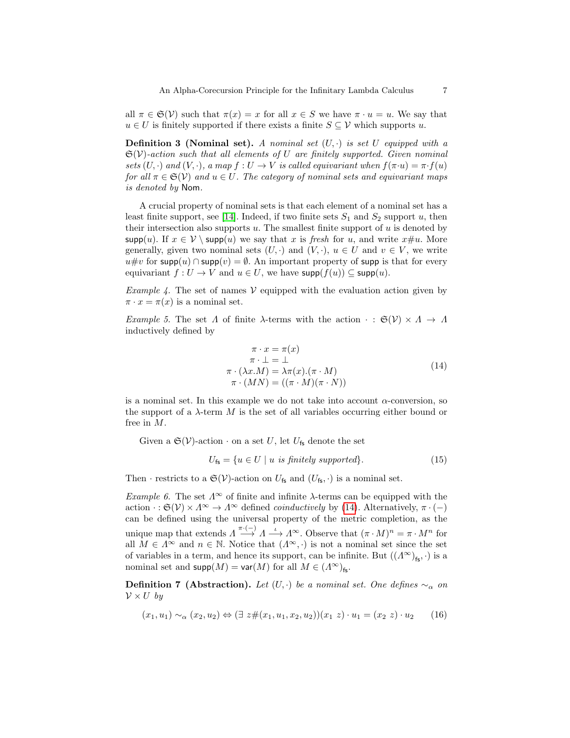all $\pi \in \mathfrak{S}(\mathcal{V})$ such that $\pi(x) = x$ for all $x \in S$ we have $\pi \cdot u = u$. We say that $u \in U$ is finitely supported if there exists a finite $S \subseteq \mathcal{V}$ which supports $u$.

**Definition 3 (Nominal set).** *A nominal set $(U, \cdot)$ is set $U$ equipped with a $\mathfrak{S}(\mathcal{V})$-action such that all elements of $U$ are finitely supported. Given nominal sets $(U, \cdot)$ and $(V, \cdot)$, a map $f : U \to V$ is called equivariant when $f(\pi \cdot u) = \pi \cdot f(u)$ for all $\pi \in \mathfrak{S}(\mathcal{V})$ and $u \in U$. The category of nominal sets and equivariant maps is denoted by* $\mathsf{Nom}$.

A crucial property of nominal sets is that each element of a nominal set has a least finite support, see [14]. Indeed, if two finite sets $S_1$ and $S_2$ support $u$, then their intersection also supports $u$. The smallest finite support of $u$ is denoted by $\mathsf{supp}(u)$. If $x \in \mathcal{V} \setminus \mathsf{supp}(u)$ we say that $x$ is *fresh* for $u$, and write $x\#u$. More generally, given two nominal sets $(U, \cdot)$ and $(V, \cdot)$, $u \in U$ and $v \in V$, we write $u\#v$ for $\mathsf{supp}(u) \cap \mathsf{supp}(v) = \emptyset$. An important property of $\mathsf{supp}$ is that for every equivariant $f : U \to V$ and $u \in U$, we have $\mathsf{supp}(f(u)) \subseteq \mathsf{supp}(u)$.

*Example 4.* The set of names $\mathcal{V}$ equipped with the evaluation action given by $\pi \cdot x = \pi(x)$ is a nominal set.

*Example 5.* The set $\Lambda$ of finite $\lambda$-terms with the action $\cdot : \mathfrak{S}(\mathcal{V}) \times \Lambda \to \Lambda$ inductively defined by

$$
\begin{aligned}
\pi \cdot x &= \pi(x) \\
\pi \cdot \bot &= \bot \\
\pi \cdot (\lambda x.M) &= \lambda \pi(x).(\pi \cdot M) \\
\pi \cdot (MN) &= ((\pi \cdot M)(\pi \cdot N))
\end{aligned}
\tag{14}
$$

is a nominal set. In this example we do not take into account $\alpha$-conversion, so the support of a $\lambda$-term $M$ is the set of all variables occurring either bound or free in $M$.

Given a $\mathfrak{S}(\mathcal{V})$-action $\cdot$ on a set $U$, let $U_{\mathsf{fs}}$ denote the set

$$
U_{\mathsf{fs}} = \{u \in U \mid u \textit{ is finitely supported}\}. \tag{15}
$$

Then $\cdot$ restricts to a $\mathfrak{S}(\mathcal{V})$-action on $U_{\mathsf{fs}}$ and $(U_{\mathsf{fs}}, \cdot)$ is a nominal set.

*Example 6.* The set $\Lambda^\infty$ of finite and infinite $\lambda$-terms can be equipped with the action $\cdot : \mathfrak{S}(\mathcal{V}) \times \Lambda^\infty \to \Lambda^\infty$ defined *coinductively* by (14). Alternatively, $\pi \cdot (-)$ can be defined using the universal property of the metric completion, as the unique map that extends $\Lambda \xrightarrow{\pi \cdot (-)} \Lambda \xrightarrow{\iota} \Lambda^\infty$. Observe that $(\pi \cdot M)^n = \pi \cdot M^n$ for all $M \in \Lambda^\infty$ and $n \in \mathbb{N}$. Notice that $(\Lambda^\infty, \cdot)$ is not a nominal set since the set of variables in a term, and hence its support, can be infinite. But $((\Lambda^\infty)_{\mathsf{fs}}, \cdot)$ is a nominal set and $\mathsf{supp}(M) = \mathsf{var}(M)$ for all $M \in (\Lambda^\infty)_{\mathsf{fs}}$.

**Definition 7 (Abstraction).** *Let $(U, \cdot)$ be a nominal set. One defines $\sim_\alpha$ on $\mathcal{V} \times U$ by*

$$
(x_1, u_1) \sim_\alpha (x_2, u_2) \Leftrightarrow (\exists\ z\#(x_1, u_1, x_2, u_2))(x_1\ z) \cdot u_1 = (x_2\ z) \cdot u_2 \tag{16}
$$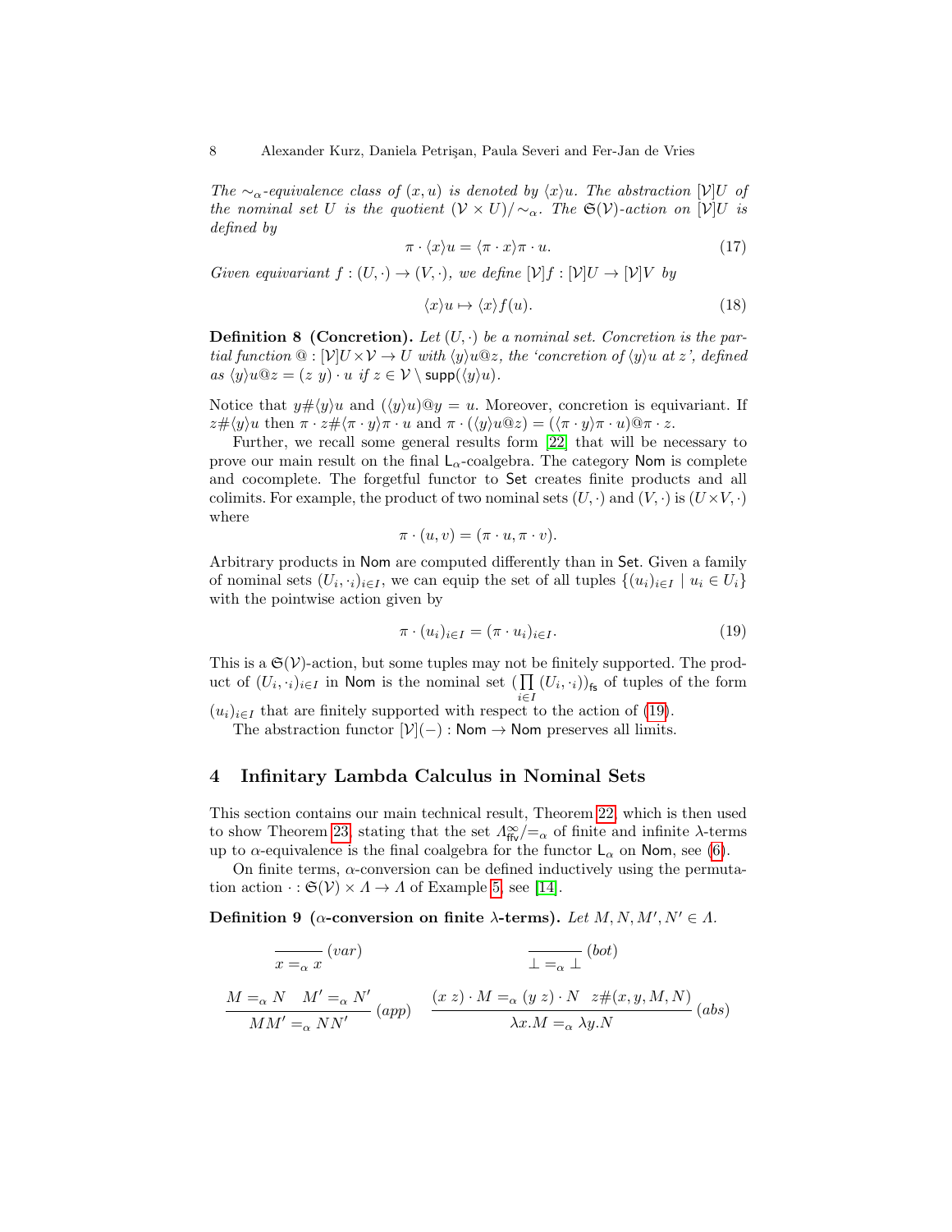*The $\sim_\alpha$-equivalence class of $(x, u)$ is denoted by $\langle x \rangle u$. The abstraction $[\mathcal{V}]U$ of the nominal set $U$ is the quotient $(\mathcal{V} \times U)/\sim_\alpha$. The $\mathfrak{S}(\mathcal{V})$-action on $[\mathcal{V}]U$ is defined by*

$$\pi \cdot \langle x \rangle u = \langle \pi \cdot x \rangle \pi \cdot u. \tag{17}$$

*Given equivariant $f : (U, \cdot) \to (V, \cdot)$, we define $[\mathcal{V}]f : [\mathcal{V}]U \to [\mathcal{V}]V$ by*

$$\langle x \rangle u \mapsto \langle x \rangle f(u). \tag{18}$$

**Definition 8 (Concretion).** *Let $(U, \cdot)$ be a nominal set. Concretion is the partial function $@ : [\mathcal{V}]U \times \mathcal{V} \to U$ with $\langle y \rangle u @ z$, the 'concretion of $\langle y \rangle u$ at $z$', defined as $\langle y \rangle u @ z = (z\ y) \cdot u$ if $z \in \mathcal{V} \setminus \mathsf{supp}(\langle y \rangle u)$.*

Notice that $y \# \langle y \rangle u$ and $(\langle y \rangle u) @ y = u$. Moreover, concretion is equivariant. If $z \# \langle y \rangle u$ then $\pi \cdot z \# \langle \pi \cdot y \rangle \pi \cdot u$ and $\pi \cdot (\langle y \rangle u @ z) = (\langle \pi \cdot y \rangle \pi \cdot u) @ \pi \cdot z$.

Further, we recall some general results form [22] that will be necessary to prove our main result on the final $\mathsf{L}_\alpha$-coalgebra. The category $\mathsf{Nom}$ is complete and cocomplete. The forgetful functor to $\mathsf{Set}$ creates finite products and all colimits. For example, the product of two nominal sets $(U, \cdot)$ and $(V, \cdot)$ is $(U \times V, \cdot)$ where

$$\pi \cdot (u, v) = (\pi \cdot u, \pi \cdot v).$$

Arbitrary products in $\mathsf{Nom}$ are computed differently than in $\mathsf{Set}$. Given a family of nominal sets $(U_i, \cdot_i)_{i \in I}$, we can equip the set of all tuples $\{(u_i)_{i \in I} \mid u_i \in U_i\}$ with the pointwise action given by

$$\pi \cdot (u_i)_{i \in I} = (\pi \cdot u_i)_{i \in I}. \tag{19}$$

This is a $\mathfrak{S}(\mathcal{V})$-action, but some tuples may not be finitely supported. The product of $(U_i, \cdot_i)_{i \in I}$ in $\mathsf{Nom}$ is the nominal set $(\prod_{i \in I} (U_i, \cdot_i))_{\mathsf{fs}}$ of tuples of the form $(u_i)_{i \in I}$ that are finitely supported with respect to the action of (19).

The abstraction functor $[\mathcal{V}](-) : \mathsf{Nom} \to \mathsf{Nom}$ preserves all limits.

## 4 Infinitary Lambda Calculus in Nominal Sets

This section contains our main technical result, Theorem 22, which is then used to show Theorem 23, stating that the set $\Lambda^\infty_{\mathsf{ffv}}/{=_\alpha}$ of finite and infinite $\lambda$-terms up to $\alpha$-equivalence is the final coalgebra for the functor $\mathsf{L}_\alpha$ on $\mathsf{Nom}$, see (6).

On finite terms, $\alpha$-conversion can be defined inductively using the permutation action $\cdot : \mathfrak{S}(\mathcal{V}) \times \Lambda \to \Lambda$ of Example 5, see [14].

**Definition 9 ($\alpha$-conversion on finite $\lambda$-terms).** *Let $M, N, M', N' \in \Lambda$.*

$$\frac{}{x =_\alpha x}\ (var) \qquad\qquad \frac{}{\bot =_\alpha \bot}\ (bot)$$

$$\frac{M =_\alpha N \quad M' =_\alpha N'}{MM' =_\alpha NN'}\ (app) \qquad \frac{(x\ z) \cdot M =_\alpha (y\ z) \cdot N \quad z \# (x, y, M, N)}{\lambda x.M =_\alpha \lambda y.N}\ (abs)$$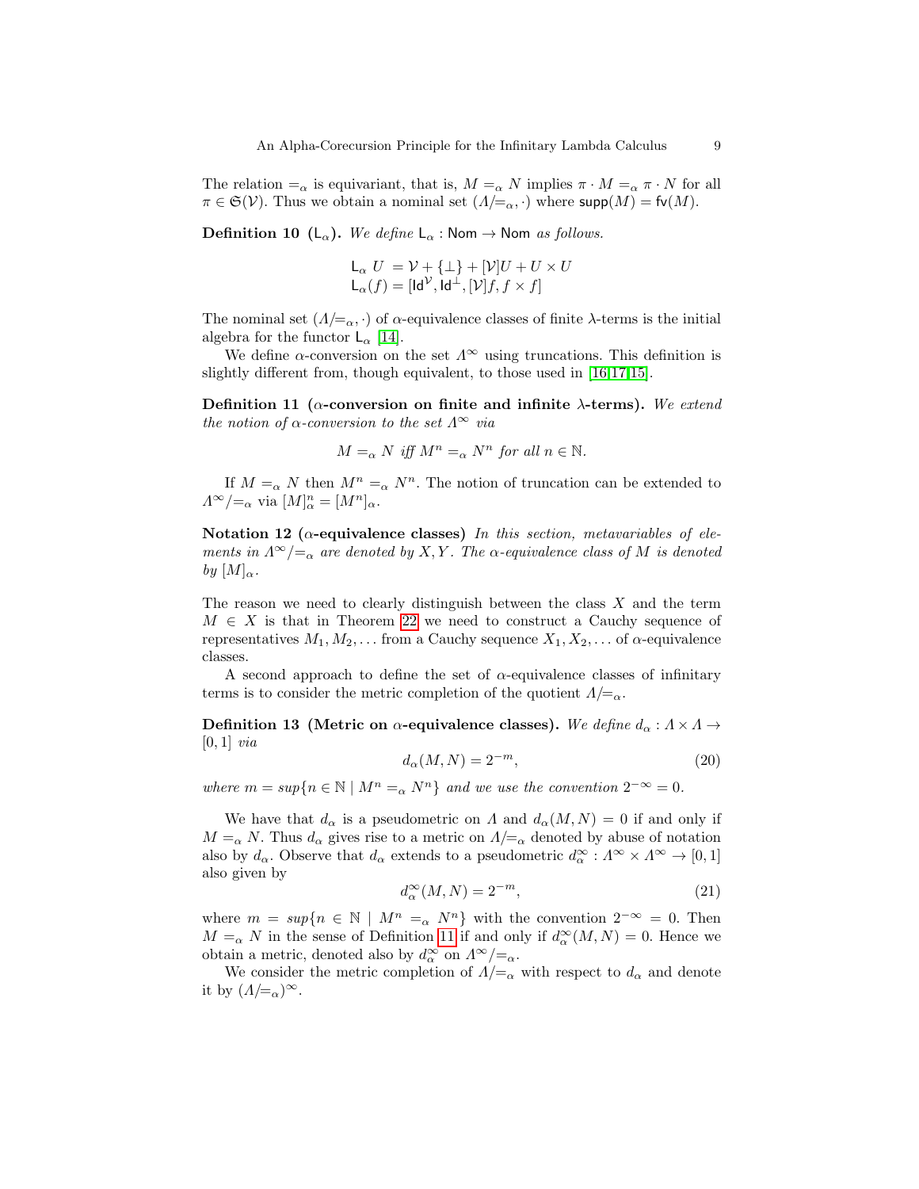The relation $=_\alpha$ is equivariant, that is, $M =_\alpha N$ implies $\pi \cdot M =_\alpha \pi \cdot N$ for all $\pi \in \mathfrak{S}(\mathcal{V})$. Thus we obtain a nominal set $(\Lambda/{=_\alpha}, \cdot)$ where $\mathsf{supp}(M) = \mathsf{fv}(M)$.

**Definition 10 ($\mathsf{L}_\alpha$).** *We define $\mathsf{L}_\alpha : \mathsf{Nom} \to \mathsf{Nom}$ as follows.*

$$
\begin{aligned}
\mathsf{L}_\alpha\ U &= \mathcal{V} + \{\bot\} + [\mathcal{V}]U + U \times U \\
\mathsf{L}_\alpha(f) &= [\mathsf{Id}^{\mathcal{V}}, \mathsf{Id}^{\bot}, [\mathcal{V}]f, f \times f]
\end{aligned}
$$

The nominal set $(\Lambda/{=_\alpha}, \cdot)$ of $\alpha$-equivalence classes of finite $\lambda$-terms is the initial algebra for the functor $\mathsf{L}_\alpha$ [14].

We define $\alpha$-conversion on the set $\Lambda^\infty$ using truncations. This definition is slightly different from, though equivalent, to those used in [16,17,15].

**Definition 11 ($\alpha$-conversion on finite and infinite $\lambda$-terms).** *We extend the notion of $\alpha$-conversion to the set $\Lambda^\infty$ via*

$$
M =_\alpha N \text{ iff } M^n =_\alpha N^n \text{ for all } n \in \mathbb{N}.
$$

If $M =_\alpha N$ then $M^n =_\alpha N^n$. The notion of truncation can be extended to $\Lambda^\infty/{=_\alpha}$ via $[M]^n_\alpha = [M^n]_\alpha$.

**Notation 12 ($\alpha$-equivalence classes)** *In this section, metavariables of elements in $\Lambda^\infty/{=_\alpha}$ are denoted by $X, Y$. The $\alpha$-equivalence class of $M$ is denoted by $[M]_\alpha$.*

The reason we need to clearly distinguish between the class $X$ and the term $M \in X$ is that in Theorem 22 we need to construct a Cauchy sequence of representatives $M_1, M_2, \ldots$ from a Cauchy sequence $X_1, X_2, \ldots$ of $\alpha$-equivalence classes.

A second approach to define the set of $\alpha$-equivalence classes of infinitary terms is to consider the metric completion of the quotient $\Lambda/{=_\alpha}$.

**Definition 13 (Metric on $\alpha$-equivalence classes).** *We define $d_\alpha : \Lambda \times \Lambda \to [0,1]$ via*

$$
d_\alpha(M, N) = 2^{-m}, \tag{20}
$$

*where $m = sup\{n \in \mathbb{N} \mid M^n =_\alpha N^n\}$ and we use the convention $2^{-\infty} = 0$.*

We have that $d_\alpha$ is a pseudometric on $\Lambda$ and $d_\alpha(M, N) = 0$ if and only if $M =_\alpha N$. Thus $d_\alpha$ gives rise to a metric on $\Lambda/{=_\alpha}$ denoted by abuse of notation also by $d_\alpha$. Observe that $d_\alpha$ extends to a pseudometric $d^\infty_\alpha : \Lambda^\infty \times \Lambda^\infty \to [0,1]$ also given by

$$
d^\infty_\alpha(M, N) = 2^{-m}, \tag{21}
$$

where $m = sup\{n \in \mathbb{N} \mid M^n =_\alpha N^n\}$ with the convention $2^{-\infty} = 0$. Then $M =_\alpha N$ in the sense of Definition 11 if and only if $d^\infty_\alpha(M, N) = 0$. Hence we obtain a metric, denoted also by $d^\infty_\alpha$ on $\Lambda^\infty/{=_\alpha}$.

We consider the metric completion of $\Lambda/{=_\alpha}$ with respect to $d_\alpha$ and denote it by $(\Lambda/{=_\alpha})^\infty$.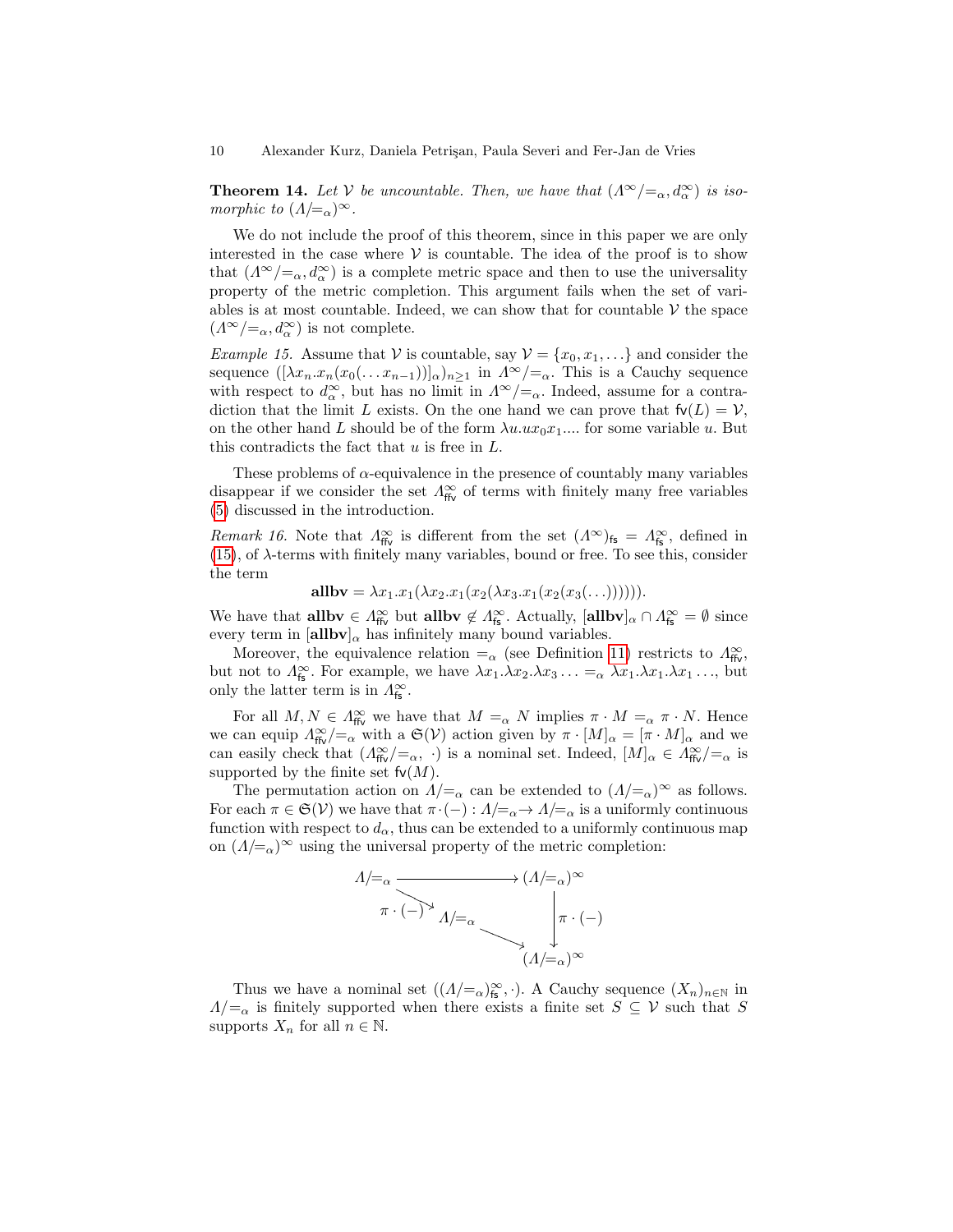**Theorem 14.** *Let $\mathcal{V}$ be uncountable. Then, we have that $(\Lambda^\infty/{=_\alpha}, d_\alpha^\infty)$ is isomorphic to $(\Lambda/{=_\alpha})^\infty$.*

We do not include the proof of this theorem, since in this paper we are only interested in the case where $\mathcal{V}$ is countable. The idea of the proof is to show that $(\Lambda^\infty/{=_\alpha}, d_\alpha^\infty)$ is a complete metric space and then to use the universality property of the metric completion. This argument fails when the set of variables is at most countable. Indeed, we can show that for countable $\mathcal{V}$ the space $(\Lambda^\infty/{=_\alpha}, d_\alpha^\infty)$ is not complete.

*Example 15.* Assume that $\mathcal{V}$ is countable, say $\mathcal{V} = \{x_0, x_1, \ldots\}$ and consider the sequence $([\lambda x_n.x_n(x_0(\ldots x_{n-1}))]_\alpha)_{n\geq 1}$ in $\Lambda^\infty/{=_\alpha}$. This is a Cauchy sequence with respect to $d_\alpha^\infty$, but has no limit in $\Lambda^\infty/{=_\alpha}$. Indeed, assume for a contradiction that the limit $L$ exists. On the one hand we can prove that $\mathsf{fv}(L) = \mathcal{V}$, on the other hand $L$ should be of the form $\lambda u.ux_0x_1....$ for some variable $u$. But this contradicts the fact that $u$ is free in $L$.

These problems of $\alpha$-equivalence in the presence of countably many variables disappear if we consider the set $\Lambda^\infty_{\mathsf{ffv}}$ of terms with finitely many free variables (5) discussed in the introduction.

*Remark 16.* Note that $\Lambda^\infty_{\mathsf{ffv}}$ is different from the set $(\Lambda^\infty)_{\mathsf{fs}} = \Lambda^\infty_{\mathsf{fs}}$, defined in (15), of $\lambda$-terms with finitely many variables, bound or free. To see this, consider the term

$$\mathbf{allbv} = \lambda x_1.x_1(\lambda x_2.x_1(x_2(\lambda x_3.x_1(x_2(x_3(\ldots)))))).$$

We have that $\mathbf{allbv} \in \Lambda^\infty_{\mathsf{ffv}}$ but $\mathbf{allbv} \notin \Lambda^\infty_{\mathsf{fs}}$. Actually, $[\mathbf{allbv}]_\alpha \cap \Lambda^\infty_{\mathsf{fs}} = \emptyset$ since every term in $[\mathbf{allbv}]_\alpha$ has infinitely many bound variables.

Moreover, the equivalence relation $=_\alpha$ (see Definition 11) restricts to $\Lambda^\infty_{\mathsf{ffv}}$, but not to $\Lambda^\infty_{\mathsf{fs}}$. For example, we have $\lambda x_1.\lambda x_2.\lambda x_3 \ldots =_\alpha \lambda x_1.\lambda x_1.\lambda x_1 \ldots$, but only the latter term is in $\Lambda^\infty_{\mathsf{fs}}$.

For all $M, N \in \Lambda^\infty_{\mathsf{ffv}}$ we have that $M =_\alpha N$ implies $\pi \cdot M =_\alpha \pi \cdot N$. Hence we can equip $\Lambda^\infty_{\mathsf{ffv}}/{=_\alpha}$ with a $\mathfrak{S}(\mathcal{V})$ action given by $\pi \cdot [M]_\alpha = [\pi \cdot M]_\alpha$ and we can easily check that $(\Lambda^\infty_{\mathsf{ffv}}/{=_\alpha}, \cdot)$ is a nominal set. Indeed, $[M]_\alpha \in \Lambda^\infty_{\mathsf{ffv}}/{=_\alpha}$ is supported by the finite set $\mathsf{fv}(M)$.

The permutation action on $\Lambda/{=_\alpha}$ can be extended to $(\Lambda/{=_\alpha})^\infty$ as follows. For each $\pi \in \mathfrak{S}(\mathcal{V})$ we have that $\pi \cdot (-) : \Lambda/{=_\alpha} \to \Lambda/{=_\alpha}$ is a uniformly continuous function with respect to $d_\alpha$, thus can be extended to a uniformly continuous map on $(\Lambda/{=_\alpha})^\infty$ using the universal property of the metric completion:

$$\begin{array}{ccc}
\Lambda/{=_\alpha} & \longrightarrow & (\Lambda/{=_\alpha})^\infty \\
\quad\searrow^{\pi\cdot(-)} & & \\
 & \Lambda/{=_\alpha} & \Big\downarrow \pi\cdot(-) \\
 & \searrow & \\
 & & (\Lambda/{=_\alpha})^\infty
\end{array}$$

Thus we have a nominal set $((\Lambda/{=_\alpha})^\infty_{\mathsf{fs}}, \cdot)$. A Cauchy sequence $(X_n)_{n\in\mathbb{N}}$ in $\Lambda/{=_\alpha}$ is finitely supported when there exists a finite set $S \subseteq \mathcal{V}$ such that $S$ supports $X_n$ for all $n \in \mathbb{N}$.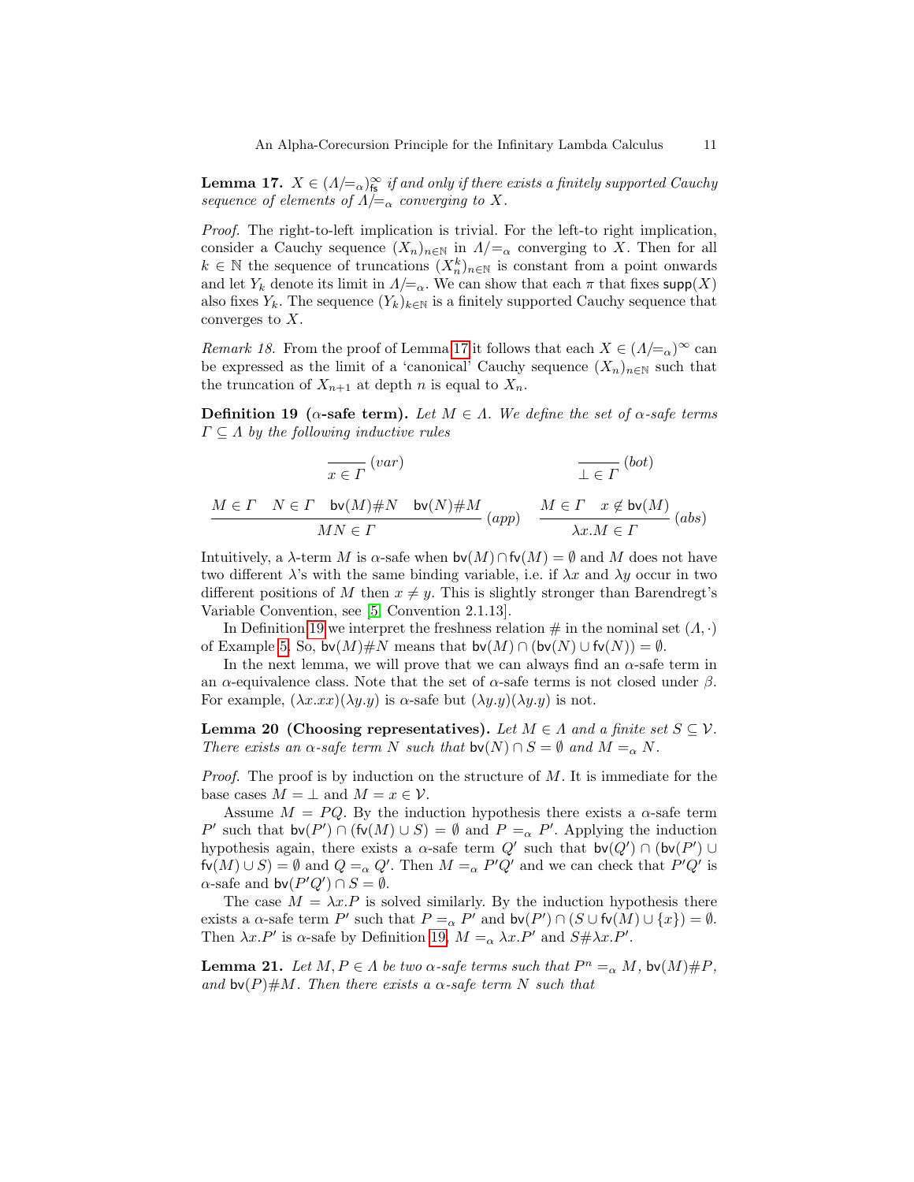**Lemma 17.** *$X \in (\Lambda/{=_\alpha})^\infty_{\mathsf{fs}}$ if and only if there exists a finitely supported Cauchy sequence of elements of $\Lambda/{=_\alpha}$ converging to $X$.*

*Proof.* The right-to-left implication is trivial. For the left-to right implication, consider a Cauchy sequence $(X_n)_{n\in\mathbb{N}}$ in $\Lambda/{=_\alpha}$ converging to $X$. Then for all $k \in \mathbb{N}$ the sequence of truncations $(X_n^k)_{n\in\mathbb{N}}$ is constant from a point onwards and let $Y_k$ denote its limit in $\Lambda/{=_\alpha}$. We can show that each $\pi$ that fixes $\mathsf{supp}(X)$ also fixes $Y_k$. The sequence $(Y_k)_{k\in\mathbb{N}}$ is a finitely supported Cauchy sequence that converges to $X$.

*Remark 18.* From the proof of Lemma 17 it follows that each $X \in (\Lambda/{=_\alpha})^\infty$ can be expressed as the limit of a 'canonical' Cauchy sequence $(X_n)_{n\in\mathbb{N}}$ such that the truncation of $X_{n+1}$ at depth $n$ is equal to $X_n$.

**Definition 19 ($\alpha$-safe term).** *Let $M \in \Lambda$. We define the set of $\alpha$-safe terms $\Gamma \subseteq \Lambda$ by the following inductive rules*

$$\frac{}{x \in \Gamma}\,(var) \qquad\qquad \frac{}{\bot \in \Gamma}\,(bot)$$

$$\frac{M \in \Gamma \quad N \in \Gamma \quad \mathsf{bv}(M)\#N \quad \mathsf{bv}(N)\#M}{MN \in \Gamma}\,(app) \qquad \frac{M \in \Gamma \quad x \notin \mathsf{bv}(M)}{\lambda x.M \in \Gamma}\,(abs)$$

Intuitively, a $\lambda$-term $M$ is $\alpha$-safe when $\mathsf{bv}(M) \cap \mathsf{fv}(M) = \emptyset$ and $M$ does not have two different $\lambda$'s with the same binding variable, i.e. if $\lambda x$ and $\lambda y$ occur in two different positions of $M$ then $x \neq y$. This is slightly stronger than Barendregt's Variable Convention, see [5, Convention 2.1.13].

In Definition 19 we interpret the freshness relation $\#$ in the nominal set $(\Lambda, \cdot)$ of Example 5. So, $\mathsf{bv}(M)\#N$ means that $\mathsf{bv}(M) \cap (\mathsf{bv}(N) \cup \mathsf{fv}(N)) = \emptyset$.

In the next lemma, we will prove that we can always find an $\alpha$-safe term in an $\alpha$-equivalence class. Note that the set of $\alpha$-safe terms is not closed under $\beta$. For example, $(\lambda x.xx)(\lambda y.y)$ is $\alpha$-safe but $(\lambda y.y)(\lambda y.y)$ is not.

**Lemma 20 (Choosing representatives).** *Let $M \in \Lambda$ and a finite set $S \subseteq \mathcal{V}$. There exists an $\alpha$-safe term $N$ such that $\mathsf{bv}(N) \cap S = \emptyset$ and $M =_\alpha N$.*

*Proof.* The proof is by induction on the structure of $M$. It is immediate for the base cases $M = \bot$ and $M = x \in \mathcal{V}$.

Assume $M = PQ$. By the induction hypothesis there exists a $\alpha$-safe term $P'$ such that $\mathsf{bv}(P') \cap (\mathsf{fv}(M) \cup S) = \emptyset$ and $P =_\alpha P'$. Applying the induction hypothesis again, there exists a $\alpha$-safe term $Q'$ such that $\mathsf{bv}(Q') \cap (\mathsf{bv}(P') \cup \mathsf{fv}(M) \cup S) = \emptyset$ and $Q =_\alpha Q'$. Then $M =_\alpha P'Q'$ and we can check that $P'Q'$ is $\alpha$-safe and $\mathsf{bv}(P'Q') \cap S = \emptyset$.

The case $M = \lambda x.P$ is solved similarly. By the induction hypothesis there exists a $\alpha$-safe term $P'$ such that $P =_\alpha P'$ and $\mathsf{bv}(P') \cap (S \cup \mathsf{fv}(M) \cup \{x\}) = \emptyset$. Then $\lambda x.P'$ is $\alpha$-safe by Definition 19, $M =_\alpha \lambda x.P'$ and $S\#\lambda x.P'$.

**Lemma 21.** *Let $M, P \in \Lambda$ be two $\alpha$-safe terms such that $P^n =_\alpha M$, $\mathsf{bv}(M)\#P$, and $\mathsf{bv}(P)\#M$. Then there exists a $\alpha$-safe term $N$ such that*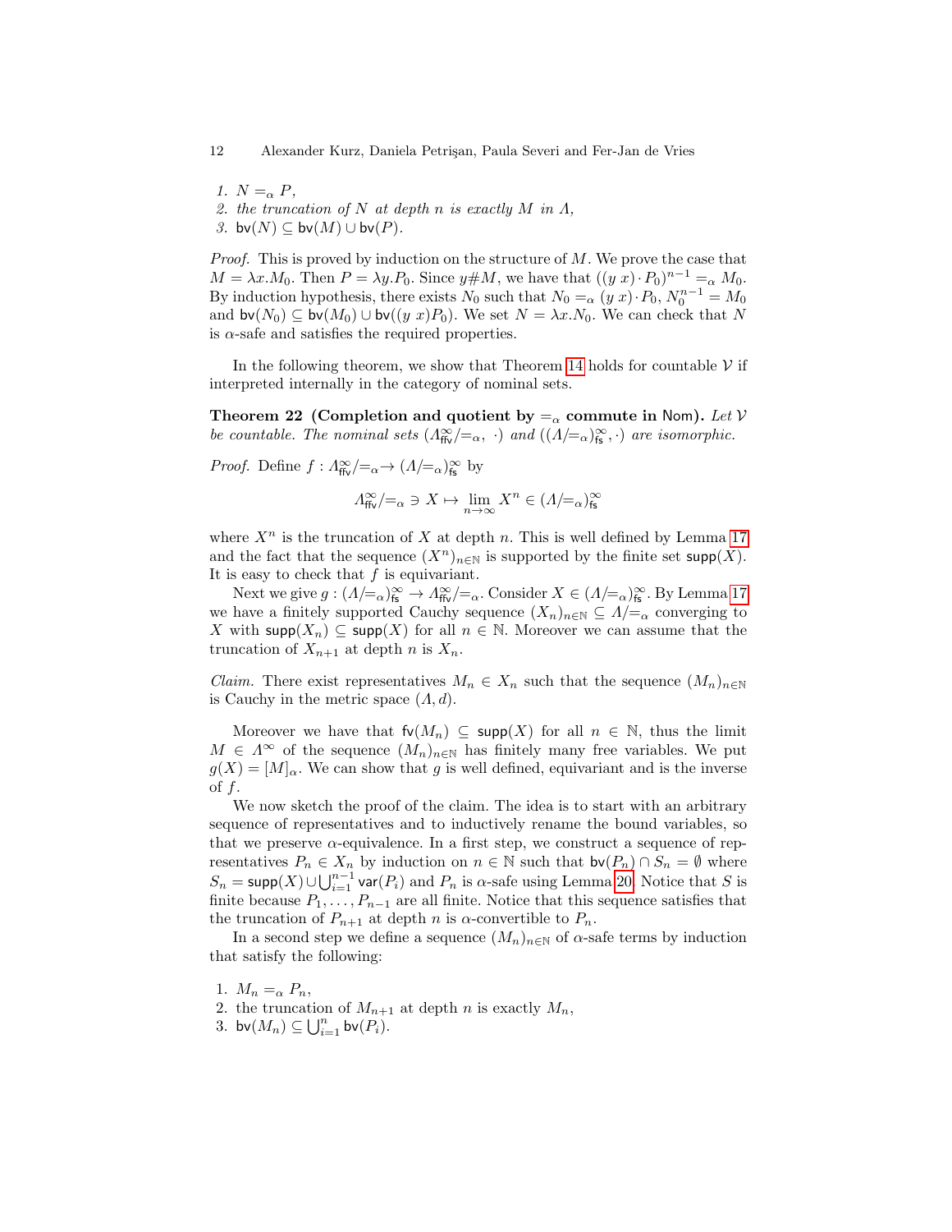1. $N =_\alpha P$,
2. the truncation of $N$ at depth $n$ is exactly $M$ in $\Lambda$,
3. $\mathsf{bv}(N) \subseteq \mathsf{bv}(M) \cup \mathsf{bv}(P)$.

*Proof.* This is proved by induction on the structure of $M$. We prove the case that $M = \lambda x.M_0$. Then $P = \lambda y.P_0$. Since $y \# M$, we have that $((y\ x) \cdot P_0)^{n-1} =_\alpha M_0$. By induction hypothesis, there exists $N_0$ such that $N_0 =_\alpha (y\ x) \cdot P_0$, $N_0^{n-1} = M_0$ and $\mathsf{bv}(N_0) \subseteq \mathsf{bv}(M_0) \cup \mathsf{bv}((y\ x)P_0)$. We set $N = \lambda x.N_0$. We can check that $N$ is $\alpha$-safe and satisfies the required properties.

In the following theorem, we show that Theorem 14 holds for countable $\mathcal{V}$ if interpreted internally in the category of nominal sets.

**Theorem 22 (Completion and quotient by $=_\alpha$ commute in Nom).** *Let $\mathcal{V}$ be countable. The nominal sets $(\Lambda^\infty_{\mathsf{ffv}}/{=_\alpha},\ \cdot)$ and $((\Lambda/{=_\alpha})^\infty_{\mathsf{fs}}, \cdot)$ are isomorphic.*

*Proof.* Define $f : \Lambda^\infty_{\mathsf{ffv}}/{=_\alpha} \to (\Lambda/{=_\alpha})^\infty_{\mathsf{fs}}$ by

$$\Lambda^\infty_{\mathsf{ffv}}/{=_\alpha} \ni X \mapsto \lim_{n\to\infty} X^n \in (\Lambda/{=_\alpha})^\infty_{\mathsf{fs}}$$

where $X^n$ is the truncation of $X$ at depth $n$. This is well defined by Lemma 17 and the fact that the sequence $(X^n)_{n\in\mathbb{N}}$ is supported by the finite set $\mathsf{supp}(X)$. It is easy to check that $f$ is equivariant.

Next we give $g : (\Lambda/{=_\alpha})^\infty_{\mathsf{fs}} \to \Lambda^\infty_{\mathsf{ffv}}/{=_\alpha}$. Consider $X \in (\Lambda/{=_\alpha})^\infty_{\mathsf{fs}}$. By Lemma 17 we have a finitely supported Cauchy sequence $(X_n)_{n\in\mathbb{N}} \subseteq \Lambda/{=_\alpha}$ converging to $X$ with $\mathsf{supp}(X_n) \subseteq \mathsf{supp}(X)$ for all $n \in \mathbb{N}$. Moreover we can assume that the truncation of $X_{n+1}$ at depth $n$ is $X_n$.

*Claim.* There exist representatives $M_n \in X_n$ such that the sequence $(M_n)_{n\in\mathbb{N}}$ is Cauchy in the metric space $(\Lambda, d)$.

Moreover we have that $\mathsf{fv}(M_n) \subseteq \mathsf{supp}(X)$ for all $n \in \mathbb{N}$, thus the limit $M \in \Lambda^\infty$ of the sequence $(M_n)_{n\in\mathbb{N}}$ has finitely many free variables. We put $g(X) = [M]_\alpha$. We can show that $g$ is well defined, equivariant and is the inverse of $f$.

We now sketch the proof of the claim. The idea is to start with an arbitrary sequence of representatives and to inductively rename the bound variables, so that we preserve $\alpha$-equivalence. In a first step, we construct a sequence of representatives $P_n \in X_n$ by induction on $n \in \mathbb{N}$ such that $\mathsf{bv}(P_n) \cap S_n = \emptyset$ where $S_n = \mathsf{supp}(X) \cup \bigcup_{i=1}^{n-1} \mathsf{var}(P_i)$ and $P_n$ is $\alpha$-safe using Lemma 20. Notice that $S$ is finite because $P_1, \ldots, P_{n-1}$ are all finite. Notice that this sequence satisfies that the truncation of $P_{n+1}$ at depth $n$ is $\alpha$-convertible to $P_n$.

In a second step we define a sequence $(M_n)_{n\in\mathbb{N}}$ of $\alpha$-safe terms by induction that satisfy the following:

1. $M_n =_\alpha P_n$,
2. the truncation of $M_{n+1}$ at depth $n$ is exactly $M_n$,
3. $\mathsf{bv}(M_n) \subseteq \bigcup_{i=1}^{n} \mathsf{bv}(P_i)$.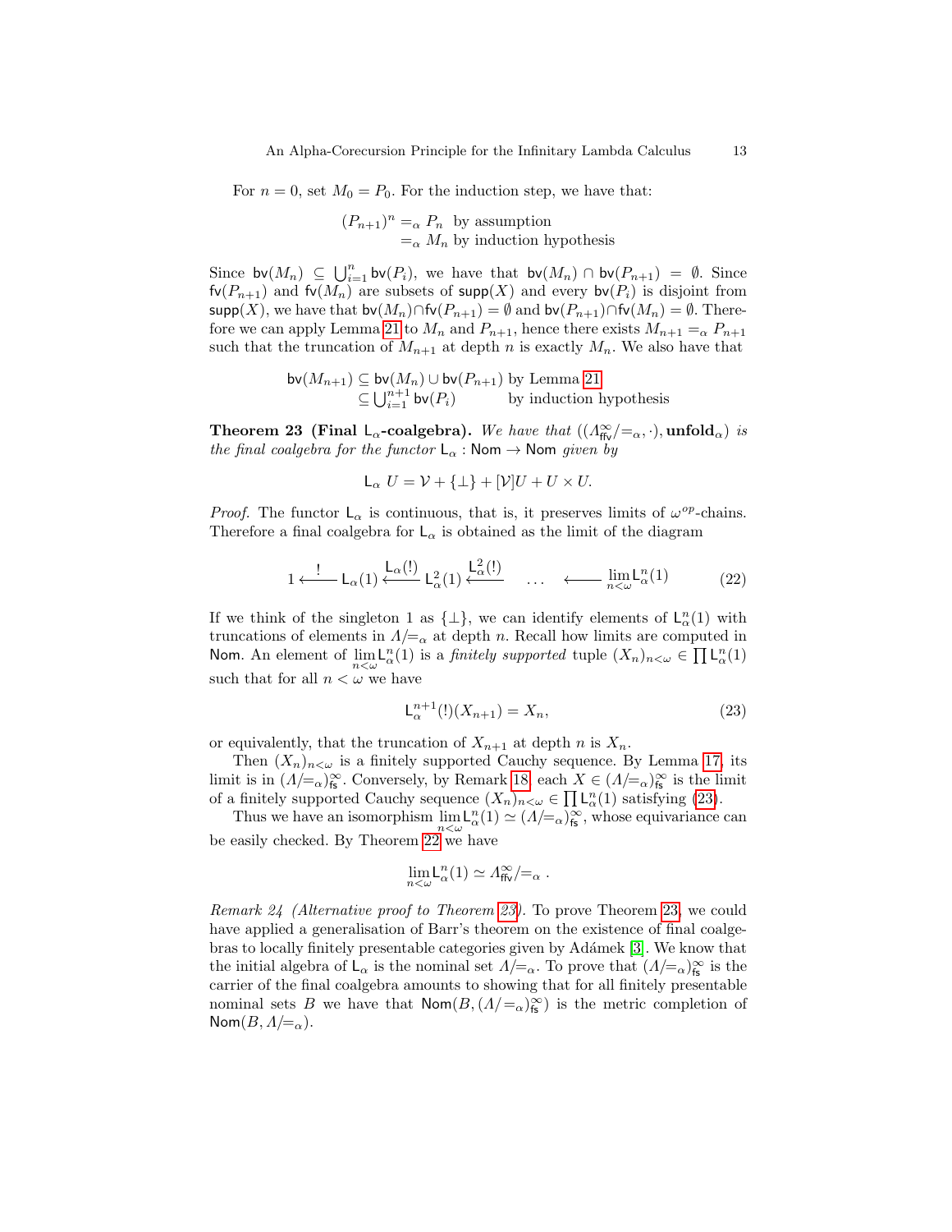For $n = 0$, set $M_0 = P_0$. For the induction step, we have that:

$$
\begin{aligned}
(P_{n+1})^n &=_\alpha P_n \text{ by assumption} \\
&=_\alpha M_n \text{ by induction hypothesis}
\end{aligned}
$$

Since $\mathsf{bv}(M_n) \subseteq \bigcup_{i=1}^{n} \mathsf{bv}(P_i)$, we have that $\mathsf{bv}(M_n) \cap \mathsf{bv}(P_{n+1}) = \emptyset$. Since $\mathsf{fv}(P_{n+1})$ and $\mathsf{fv}(M_n)$ are subsets of $\mathsf{supp}(X)$ and every $\mathsf{bv}(P_i)$ is disjoint from $\mathsf{supp}(X)$, we have that $\mathsf{bv}(M_n) \cap \mathsf{fv}(P_{n+1}) = \emptyset$ and $\mathsf{bv}(P_{n+1}) \cap \mathsf{fv}(M_n) = \emptyset$. Therefore we can apply Lemma 21 to $M_n$ and $P_{n+1}$, hence there exists $M_{n+1} =_\alpha P_{n+1}$ such that the truncation of $M_{n+1}$ at depth $n$ is exactly $M_n$. We also have that

$$
\begin{aligned}
\mathsf{bv}(M_{n+1}) &\subseteq \mathsf{bv}(M_n) \cup \mathsf{bv}(P_{n+1}) && \text{by Lemma 21} \\
&\subseteq \textstyle\bigcup_{i=1}^{n+1} \mathsf{bv}(P_i) && \text{by induction hypothesis}
\end{aligned}
$$

**Theorem 23 (Final $\mathsf{L}_\alpha$-coalgebra).** *We have that $((\Lambda^\infty_{\mathsf{ffv}}/{=_\alpha}, \cdot), \mathbf{unfold}_\alpha)$ is the final coalgebra for the functor $\mathsf{L}_\alpha : \mathsf{Nom} \to \mathsf{Nom}$ given by*

$$\mathsf{L}_\alpha\ U = \mathcal{V} + \{\bot\} + [\mathcal{V}]U + U \times U.$$

*Proof.* The functor $\mathsf{L}_\alpha$ is continuous, that is, it preserves limits of $\omega^{op}$-chains. Therefore a final coalgebra for $\mathsf{L}_\alpha$ is obtained as the limit of the diagram

$$1 \xleftarrow{\ !\ } \mathsf{L}_\alpha(1) \xleftarrow{\mathsf{L}_\alpha(!)} \mathsf{L}^2_\alpha(1) \xleftarrow{\mathsf{L}^2_\alpha(!)} \quad \dots \quad \longleftarrow \lim_{n<\omega} \mathsf{L}^n_\alpha(1) \tag{22}$$

If we think of the singleton 1 as $\{\bot\}$, we can identify elements of $\mathsf{L}^n_\alpha(1)$ with truncations of elements in $\Lambda/{=_\alpha}$ at depth $n$. Recall how limits are computed in $\mathsf{Nom}$. An element of $\lim_{n<\omega} \mathsf{L}^n_\alpha(1)$ is a *finitely supported* tuple $(X_n)_{n<\omega} \in \prod \mathsf{L}^n_\alpha(1)$ such that for all $n < \omega$ we have

$$\mathsf{L}^{n+1}_\alpha(!)(X_{n+1}) = X_n, \tag{23}$$

or equivalently, that the truncation of $X_{n+1}$ at depth $n$ is $X_n$.

Then $(X_n)_{n<\omega}$ is a finitely supported Cauchy sequence. By Lemma 17, its limit is in $(\Lambda/{=_\alpha})^\infty_{\mathsf{fs}}$. Conversely, by Remark 18, each $X \in (\Lambda/{=_\alpha})^\infty_{\mathsf{fs}}$ is the limit of a finitely supported Cauchy sequence $(X_n)_{n<\omega} \in \prod \mathsf{L}^n_\alpha(1)$ satisfying (23).

Thus we have an isomorphism $\lim_{n<\omega} \mathsf{L}^n_\alpha(1) \simeq (\Lambda/{=_\alpha})^\infty_{\mathsf{fs}}$, whose equivariance can be easily checked. By Theorem 22 we have

$$\lim_{n<\omega} \mathsf{L}^n_\alpha(1) \simeq \Lambda^\infty_{\mathsf{ffv}}/{=_\alpha}\ .$$

*Remark 24 (Alternative proof to Theorem 23).* To prove Theorem 23, we could have applied a generalisation of Barr's theorem on the existence of final coalgebras to locally finitely presentable categories given by Adámek [3]. We know that the initial algebra of $\mathsf{L}_\alpha$ is the nominal set $\Lambda/{=_\alpha}$. To prove that $(\Lambda/{=_\alpha})^\infty_{\mathsf{fs}}$ is the carrier of the final coalgebra amounts to showing that for all finitely presentable nominal sets $B$ we have that $\mathsf{Nom}(B, (\Lambda/{=_\alpha})^\infty_{\mathsf{fs}})$ is the metric completion of $\mathsf{Nom}(B, \Lambda/{=_\alpha})$.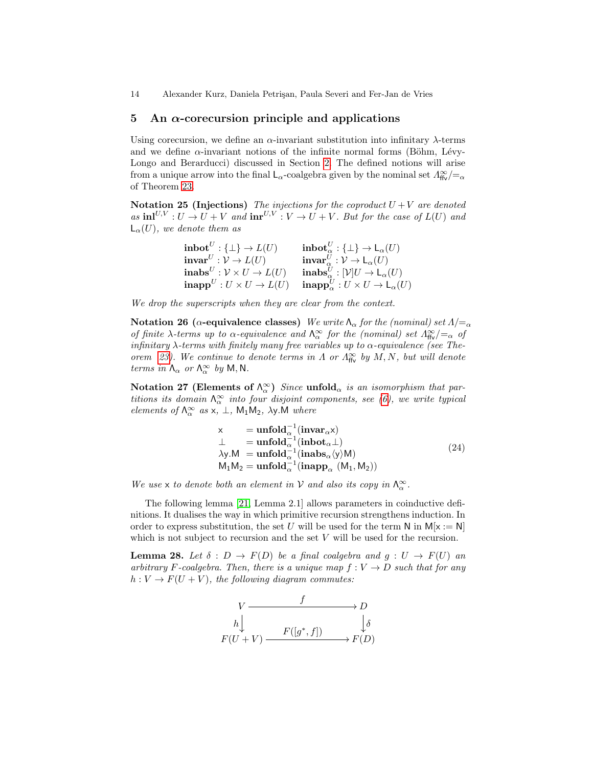## 5 An $\alpha$-corecursion principle and applications

Using corecursion, we define an $\alpha$-invariant substitution into infinitary $\lambda$-terms and we define $\alpha$-invariant notions of the infinite normal forms (Böhm, Lévy-Longo and Berarducci) discussed in Section 2. The defined notions will arise from a unique arrow into the final $\mathsf{L}_\alpha$-coalgebra given by the nominal set $\Lambda^\infty_{\mathsf{ffv}}/{=_\alpha}$ of Theorem 23.

**Notation 25 (Injections)** *The injections for the coproduct $U+V$ are denoted as $\mathbf{inl}^{U,V} : U \to U+V$ and $\mathbf{inr}^{U,V} : V \to U+V$. But for the case of $L(U)$ and $\mathsf{L}_\alpha(U)$, we denote them as*

$$
\begin{array}{ll}
\mathbf{inbot}^U : \{\bot\} \to L(U) & \mathbf{inbot}^U_\alpha : \{\bot\} \to \mathsf{L}_\alpha(U) \\
\mathbf{invar}^U : \mathcal{V} \to L(U) & \mathbf{invar}^U_\alpha : \mathcal{V} \to \mathsf{L}_\alpha(U) \\
\mathbf{inabs}^U : \mathcal{V} \times U \to L(U) & \mathbf{inabs}^U_\alpha : [\mathcal{V}]U \to \mathsf{L}_\alpha(U) \\
\mathbf{inapp}^U : U \times U \to L(U) & \mathbf{inapp}^U_\alpha : U \times U \to \mathsf{L}_\alpha(U)
\end{array}
$$

*We drop the superscripts when they are clear from the context.*

**Notation 26 ($\alpha$-equivalence classes)** *We write $\Lambda_\alpha$ for the (nominal) set $\Lambda/{=_\alpha}$ of finite $\lambda$-terms up to $\alpha$-equivalence and $\Lambda^\infty_\alpha$ for the (nominal) set $\Lambda^\infty_{\mathsf{ffv}}/{=_\alpha}$ of infinitary $\lambda$-terms with finitely many free variables up to $\alpha$-equivalence (see Theorem 23). We continue to denote terms in $\Lambda$ or $\Lambda^\infty_{\mathsf{ffv}}$ by $M, N$, but will denote terms in $\Lambda_\alpha$ or $\Lambda^\infty_\alpha$ by $\mathsf{M}, \mathsf{N}$.*

**Notation 27 (Elements of $\Lambda^\infty_\alpha$)** *Since $\mathbf{unfold}_\alpha$ is an isomorphism that partitions its domain $\Lambda^\infty_\alpha$ into four disjoint components, see (6), we write typical elements of $\Lambda^\infty_\alpha$ as $\mathsf{x}$, $\bot$, $\mathsf{M}_1\mathsf{M}_2$, $\lambda\mathsf{y}.\mathsf{M}$ where*

$$
\begin{array}{ll}
\mathsf{x} & = \mathbf{unfold}^{-1}_\alpha(\mathbf{invar}_\alpha \mathsf{x}) \\
\bot & = \mathbf{unfold}^{-1}_\alpha(\mathbf{inbot}_\alpha \bot) \\
\lambda\mathsf{y}.\mathsf{M} & = \mathbf{unfold}^{-1}_\alpha(\mathbf{inabs}_\alpha \langle \mathsf{y}\rangle \mathsf{M}) \\
\mathsf{M}_1\mathsf{M}_2 & = \mathbf{unfold}^{-1}_\alpha(\mathbf{inapp}_\alpha\ (\mathsf{M}_1, \mathsf{M}_2))
\end{array}
\tag{24}
$$

*We use $\mathsf{x}$ to denote both an element in $\mathcal{V}$ and also its copy in $\Lambda^\infty_\alpha$.*

The following lemma [21, Lemma 2.1] allows parameters in coinductive definitions. It dualises the way in which primitive recursion strengthens induction. In order to express substitution, the set $U$ will be used for the term $\mathsf{N}$ in $\mathsf{M}[\mathsf{x} := \mathsf{N}]$ which is not subject to recursion and the set $V$ will be used for the recursion.

**Lemma 28.** *Let $\delta : D \to F(D)$ be a final coalgebra and $g : U \to F(U)$ an arbitrary $F$-coalgebra. Then, there is a unique map $f : V \to D$ such that for any $h : V \to F(U+V)$, the following diagram commutes:*

$$
\begin{array}{ccc}
V & \xrightarrow{\quad f \quad} & D \\
{\scriptstyle h}\downarrow & & \downarrow{\scriptstyle \delta} \\
F(U+V) & \xrightarrow{\quad F([g^*, f]) \quad} & F(D)
\end{array}
$$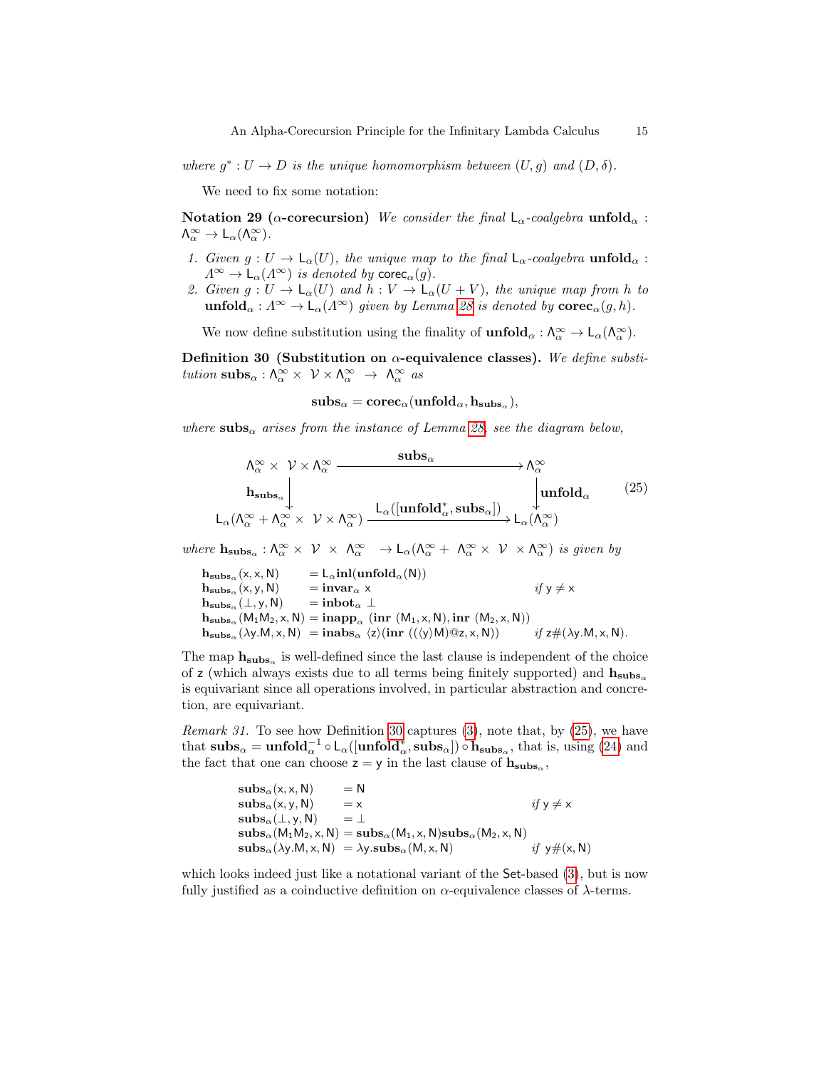*where* $g^* : U \to D$ *is the unique homomorphism between* $(U, g)$ *and* $(D, \delta)$.

We need to fix some notation:

**Notation 29 ($\alpha$-corecursion)** *We consider the final* $\mathsf{L}_\alpha$*-coalgebra* $\mathbf{unfold}_\alpha : \Lambda^\infty_\alpha \to \mathsf{L}_\alpha(\Lambda^\infty_\alpha)$.

1. *Given* $g : U \to \mathsf{L}_\alpha(U)$*, the unique map to the final* $\mathsf{L}_\alpha$*-coalgebra* $\mathbf{unfold}_\alpha : \mathit{\Lambda}^\infty \to \mathsf{L}_\alpha(\mathit{\Lambda}^\infty)$ *is denoted by* $\mathsf{corec}_\alpha(g)$.
2. *Given* $g : U \to \mathsf{L}_\alpha(U)$ *and* $h : V \to \mathsf{L}_\alpha(U + V)$*, the unique map from* $h$ *to* $\mathbf{unfold}_\alpha : \mathit{\Lambda}^\infty \to \mathsf{L}_\alpha(\mathit{\Lambda}^\infty)$ *given by Lemma 28 is denoted by* $\mathbf{corec}_\alpha(g, h)$.

We now define substitution using the finality of $\mathbf{unfold}_\alpha : \Lambda^\infty_\alpha \to \mathsf{L}_\alpha(\Lambda^\infty_\alpha)$.

**Definition 30 (Substitution on $\alpha$-equivalence classes).** *We define substitution* $\mathbf{subs}_\alpha : \Lambda^\infty_\alpha \times \mathcal{V} \times \Lambda^\infty_\alpha \to \Lambda^\infty_\alpha$ *as*

$$\mathbf{subs}_\alpha = \mathbf{corec}_\alpha(\mathbf{unfold}_\alpha, \mathbf{h}_{\mathbf{subs}_\alpha}),$$

*where* $\mathbf{subs}_\alpha$ *arises from the instance of Lemma 28, see the diagram below,*

$$\begin{array}{ccc} \Lambda^\infty_\alpha \times \mathcal{V} \times \Lambda^\infty_\alpha & \xrightarrow{\quad \mathbf{subs}_\alpha \quad} & \Lambda^\infty_\alpha \\ \Big\downarrow{\scriptstyle \mathbf{h}_{\mathbf{subs}_\alpha}} & & \Big\downarrow{\scriptstyle \mathbf{unfold}_\alpha} \\ \mathsf{L}_\alpha(\Lambda^\infty_\alpha + \Lambda^\infty_\alpha \times \mathcal{V} \times \Lambda^\infty_\alpha) & \xrightarrow{\mathsf{L}_\alpha([\mathbf{unfold}^*_\alpha, \mathbf{subs}_\alpha])} & \mathsf{L}_\alpha(\Lambda^\infty_\alpha) \end{array} \tag{25}$$

*where* $\mathbf{h}_{\mathbf{subs}_\alpha} : \Lambda^\infty_\alpha \times \mathcal{V} \times \Lambda^\infty_\alpha \to \mathsf{L}_\alpha(\Lambda^\infty_\alpha + \Lambda^\infty_\alpha \times \mathcal{V} \times \Lambda^\infty_\alpha)$ *is given by*

$$\begin{array}{lll}
\mathbf{h}_{\mathbf{subs}_\alpha}(\mathsf{x}, \mathsf{x}, \mathsf{N}) & = \mathsf{L}_\alpha \mathbf{inl}(\mathbf{unfold}_\alpha(\mathsf{N})) & \\
\mathbf{h}_{\mathbf{subs}_\alpha}(\mathsf{x}, \mathsf{y}, \mathsf{N}) & = \mathbf{invar}_\alpha\ \mathsf{x} & \textit{if } \mathsf{y} \neq \mathsf{x} \\
\mathbf{h}_{\mathbf{subs}_\alpha}(\bot, \mathsf{y}, \mathsf{N}) & = \mathbf{inbot}_\alpha\ \bot & \\
\mathbf{h}_{\mathbf{subs}_\alpha}(\mathsf{M}_1\mathsf{M}_2, \mathsf{x}, \mathsf{N}) & = \mathbf{inapp}_\alpha\ (\mathbf{inr}\ (\mathsf{M}_1, \mathsf{x}, \mathsf{N}), \mathbf{inr}\ (\mathsf{M}_2, \mathsf{x}, \mathsf{N})) & \\
\mathbf{h}_{\mathbf{subs}_\alpha}(\lambda\mathsf{y}.\mathsf{M}, \mathsf{x}, \mathsf{N}) & = \mathbf{inabs}_\alpha\ \langle \mathsf{z} \rangle (\mathbf{inr}\ ((\langle \mathsf{y} \rangle \mathsf{M}) @ \mathsf{z}, \mathsf{x}, \mathsf{N})) & \textit{if } \mathsf{z} \# (\lambda\mathsf{y}.\mathsf{M}, \mathsf{x}, \mathsf{N}).
\end{array}$$

The map $\mathbf{h}_{\mathbf{subs}_\alpha}$ is well-defined since the last clause is independent of the choice of $\mathsf{z}$ (which always exists due to all terms being finitely supported) and $\mathbf{h}_{\mathbf{subs}_\alpha}$ is equivariant since all operations involved, in particular abstraction and concretion, are equivariant.

*Remark 31.* To see how Definition 30 captures (3), note that, by (25), we have that $\mathbf{subs}_\alpha = \mathbf{unfold}^{-1}_\alpha \circ \mathsf{L}_\alpha([\mathbf{unfold}^*_\alpha, \mathbf{subs}_\alpha]) \circ \mathbf{h}_{\mathbf{subs}_\alpha}$, that is, using (24) and the fact that one can choose $\mathsf{z} = \mathsf{y}$ in the last clause of $\mathbf{h}_{\mathbf{subs}_\alpha}$,

$$\begin{array}{lll}
\mathbf{subs}_\alpha(\mathsf{x}, \mathsf{x}, \mathsf{N}) & = \mathsf{N} & \\
\mathbf{subs}_\alpha(\mathsf{x}, \mathsf{y}, \mathsf{N}) & = \mathsf{x} & \textit{if } \mathsf{y} \neq \mathsf{x} \\
\mathbf{subs}_\alpha(\bot, \mathsf{y}, \mathsf{N}) & = \bot & \\
\mathbf{subs}_\alpha(\mathsf{M}_1\mathsf{M}_2, \mathsf{x}, \mathsf{N}) & = \mathbf{subs}_\alpha(\mathsf{M}_1, \mathsf{x}, \mathsf{N})\mathbf{subs}_\alpha(\mathsf{M}_2, \mathsf{x}, \mathsf{N}) & \\
\mathbf{subs}_\alpha(\lambda\mathsf{y}.\mathsf{M}, \mathsf{x}, \mathsf{N}) & = \lambda\mathsf{y}.\mathbf{subs}_\alpha(\mathsf{M}, \mathsf{x}, \mathsf{N}) & \textit{if } \mathsf{y} \# (\mathsf{x}, \mathsf{N})
\end{array}$$

which looks indeed just like a notational variant of the $\mathsf{Set}$-based (3), but is now fully justified as a coinductive definition on $\alpha$-equivalence classes of $\lambda$-terms.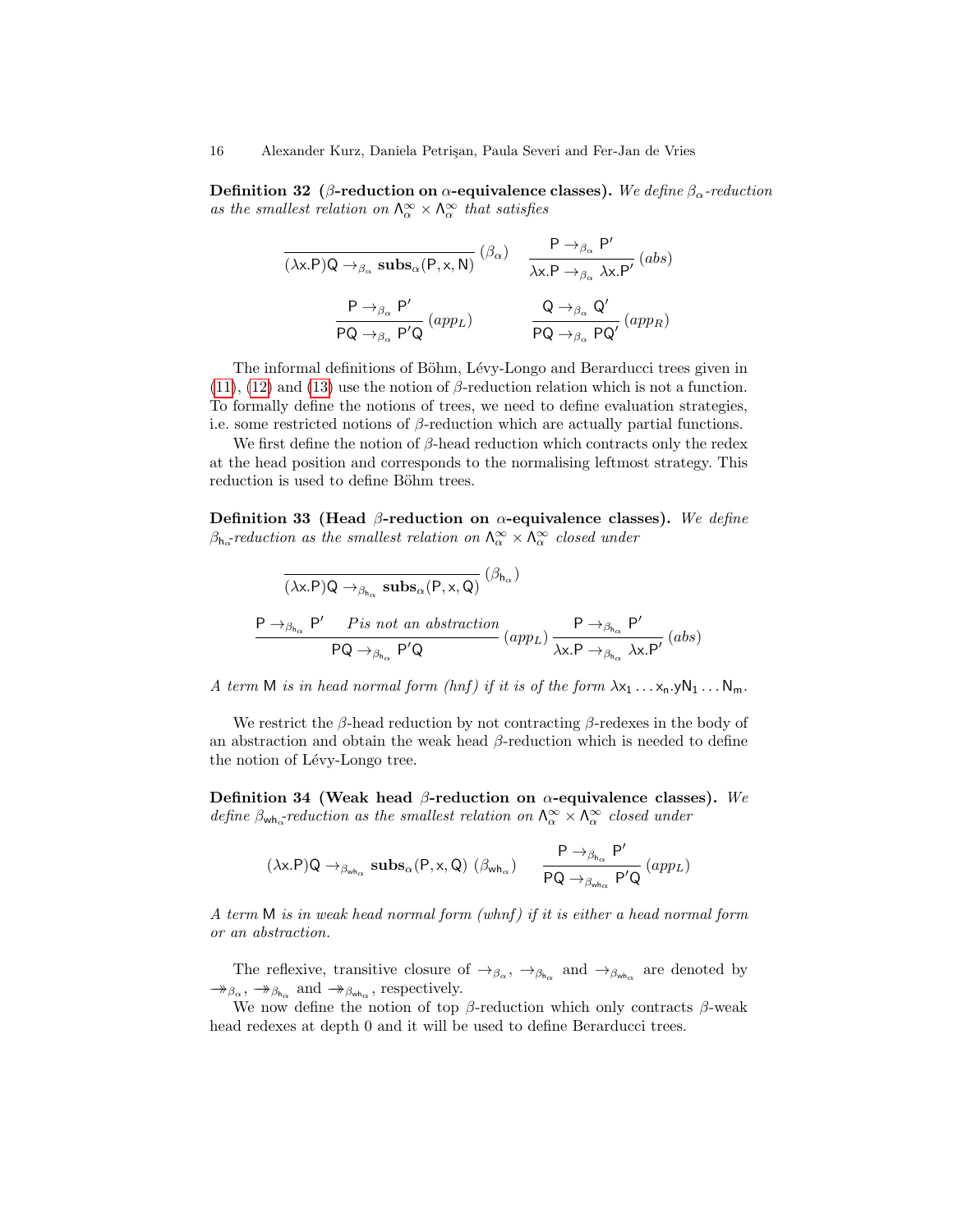**Definition 32 ($\beta$-reduction on $\alpha$-equivalence classes).** *We define $\beta_\alpha$-reduction as the smallest relation on $\Lambda^\infty_\alpha \times \Lambda^\infty_\alpha$ that satisfies*

$$\frac{}{(\lambda \mathsf{x}.\mathsf{P})\mathsf{Q} \to_{\beta_\alpha} \mathbf{subs}_\alpha(\mathsf{P},\mathsf{x},\mathsf{N})}\,(\beta_\alpha) \qquad \frac{\mathsf{P} \to_{\beta_\alpha} \mathsf{P}'}{\lambda \mathsf{x}.\mathsf{P} \to_{\beta_\alpha} \lambda \mathsf{x}.\mathsf{P}'}\,(abs)$$

$$\frac{\mathsf{P} \to_{\beta_\alpha} \mathsf{P}'}{\mathsf{PQ} \to_{\beta_\alpha} \mathsf{P}'\mathsf{Q}}\,(app_L) \qquad \frac{\mathsf{Q} \to_{\beta_\alpha} \mathsf{Q}'}{\mathsf{PQ} \to_{\beta_\alpha} \mathsf{PQ}'}\,(app_R)$$

The informal definitions of Böhm, Lévy-Longo and Berarducci trees given in (11), (12) and (13) use the notion of $\beta$-reduction relation which is not a function. To formally define the notions of trees, we need to define evaluation strategies, i.e. some restricted notions of $\beta$-reduction which are actually partial functions.

We first define the notion of $\beta$-head reduction which contracts only the redex at the head position and corresponds to the normalising leftmost strategy. This reduction is used to define Böhm trees.

**Definition 33 (Head $\beta$-reduction on $\alpha$-equivalence classes).** *We define $\beta_{\mathsf{h}_\alpha}$-reduction as the smallest relation on $\Lambda^\infty_\alpha \times \Lambda^\infty_\alpha$ closed under*

$$\frac{}{(\lambda \mathsf{x}.\mathsf{P})\mathsf{Q} \to_{\beta_{\mathsf{h}_\alpha}} \mathbf{subs}_\alpha(\mathsf{P},\mathsf{x},\mathsf{Q})}\,(\beta_{\mathsf{h}_\alpha})$$

$$\frac{\mathsf{P} \to_{\beta_{\mathsf{h}_\alpha}} \mathsf{P}' \quad \mathsf{P}\, is\ not\ an\ abstraction}{\mathsf{PQ} \to_{\beta_{\mathsf{h}_\alpha}} \mathsf{P}'\mathsf{Q}}\,(app_L) \quad \frac{\mathsf{P} \to_{\beta_{\mathsf{h}_\alpha}} \mathsf{P}'}{\lambda \mathsf{x}.\mathsf{P} \to_{\beta_{\mathsf{h}_\alpha}} \lambda \mathsf{x}.\mathsf{P}'}\,(abs)$$

*A term $\mathsf{M}$ is in head normal form (hnf) if it is of the form $\lambda \mathsf{x}_1 \ldots \mathsf{x}_n.\mathsf{y}\mathsf{N}_1 \ldots \mathsf{N}_m$.*

We restrict the $\beta$-head reduction by not contracting $\beta$-redexes in the body of an abstraction and obtain the weak head $\beta$-reduction which is needed to define the notion of Lévy-Longo tree.

**Definition 34 (Weak head $\beta$-reduction on $\alpha$-equivalence classes).** *We define $\beta_{\mathsf{wh}_\alpha}$-reduction as the smallest relation on $\Lambda^\infty_\alpha \times \Lambda^\infty_\alpha$ closed under*

$$(\lambda \mathsf{x}.\mathsf{P})\mathsf{Q} \to_{\beta_{\mathsf{wh}_\alpha}} \mathbf{subs}_\alpha(\mathsf{P},\mathsf{x},\mathsf{Q})\ (\beta_{\mathsf{wh}_\alpha}) \qquad \frac{\mathsf{P} \to_{\beta_{\mathsf{h}_\alpha}} \mathsf{P}'}{\mathsf{PQ} \to_{\beta_{\mathsf{wh}_\alpha}} \mathsf{P}'\mathsf{Q}}\,(app_L)$$

*A term $\mathsf{M}$ is in weak head normal form (whnf) if it is either a head normal form or an abstraction.*

The reflexive, transitive closure of $\to_{\beta_\alpha}$, $\to_{\beta_{\mathsf{h}_\alpha}}$ and $\to_{\beta_{\mathsf{wh}_\alpha}}$ are denoted by $\twoheadrightarrow_{\beta_\alpha}$, $\twoheadrightarrow_{\beta_{\mathsf{h}_\alpha}}$ and $\twoheadrightarrow_{\beta_{\mathsf{wh}_\alpha}}$, respectively.

We now define the notion of top $\beta$-reduction which only contracts $\beta$-weak head redexes at depth 0 and it will be used to define Berarducci trees.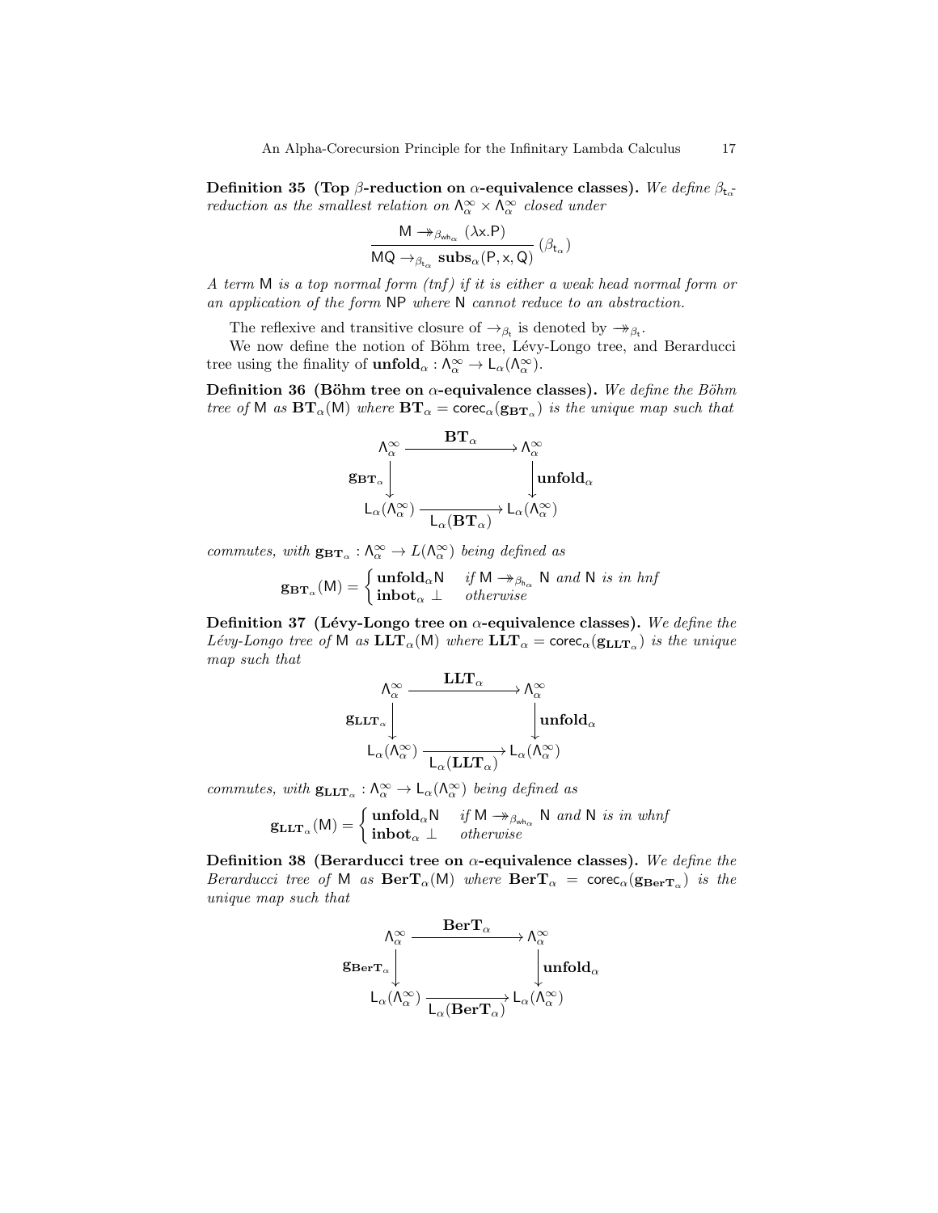**Definition 35 (Top $\beta$-reduction on $\alpha$-equivalence classes).** *We define $\beta_{t_\alpha}$-reduction as the smallest relation on $\Lambda^\infty_\alpha \times \Lambda^\infty_\alpha$ closed under*

$$\frac{\mathsf{M} \twoheadrightarrow_{\beta_{\mathsf{wh}_\alpha}} (\lambda \mathsf{x}.\mathsf{P})}{\mathsf{MQ} \rightarrow_{\beta_{\mathsf{t}_\alpha}} \mathbf{subs}_\alpha(\mathsf{P}, \mathsf{x}, \mathsf{Q})}\ (\beta_{\mathsf{t}_\alpha})$$

*A term* M *is a top normal form (tnf) if it is either a weak head normal form or an application of the form* NP *where* N *cannot reduce to an abstraction.*

The reflexive and transitive closure of $\rightarrow_{\beta_t}$ is denoted by $\twoheadrightarrow_{\beta_t}$.

We now define the notion of Böhm tree, Lévy-Longo tree, and Berarducci tree using the finality of $\mathbf{unfold}_\alpha : \Lambda^\infty_\alpha \rightarrow \mathsf{L}_\alpha(\Lambda^\infty_\alpha)$.

**Definition 36 (Böhm tree on $\alpha$-equivalence classes).** *We define the Böhm tree of* M *as $\mathbf{BT}_\alpha(\mathsf{M})$ where $\mathbf{BT}_\alpha = \mathsf{corec}_\alpha(\mathbf{g}_{\mathbf{BT}_\alpha})$ is the unique map such that*

$$\begin{array}{ccc}
\Lambda^\infty_\alpha & \xrightarrow{\quad \mathbf{BT}_\alpha \quad} & \Lambda^\infty_\alpha \\
\Big\downarrow \mathbf{g}_{\mathbf{BT}_\alpha} & & \Big\downarrow \mathbf{unfold}_\alpha \\
\mathsf{L}_\alpha(\Lambda^\infty_\alpha) & \xrightarrow[\mathsf{L}_\alpha(\mathbf{BT}_\alpha)]{} & \mathsf{L}_\alpha(\Lambda^\infty_\alpha)
\end{array}$$

*commutes, with $\mathbf{g}_{\mathbf{BT}_\alpha} : \Lambda^\infty_\alpha \rightarrow L(\Lambda^\infty_\alpha)$ being defined as*

$$\mathbf{g}_{\mathbf{BT}_\alpha}(\mathsf{M}) = \begin{cases} \mathbf{unfold}_\alpha \mathsf{N} & \text{if } \mathsf{M} \twoheadrightarrow_{\beta_{\mathsf{h}_\alpha}} \mathsf{N} \text{ and } \mathsf{N} \text{ is in hnf} \\ \mathbf{inbot}_\alpha\ \bot & \text{otherwise} \end{cases}$$

**Definition 37 (Lévy-Longo tree on $\alpha$-equivalence classes).** *We define the Lévy-Longo tree of* M *as $\mathbf{LLT}_\alpha(\mathsf{M})$ where $\mathbf{LLT}_\alpha = \mathsf{corec}_\alpha(\mathbf{g}_{\mathbf{LLT}_\alpha})$ is the unique map such that*

$$\begin{array}{ccc}
\Lambda^\infty_\alpha & \xrightarrow{\quad \mathbf{LLT}_\alpha \quad} & \Lambda^\infty_\alpha \\
\Big\downarrow \mathbf{g}_{\mathbf{LLT}_\alpha} & & \Big\downarrow \mathbf{unfold}_\alpha \\
\mathsf{L}_\alpha(\Lambda^\infty_\alpha) & \xrightarrow[\mathsf{L}_\alpha(\mathbf{LLT}_\alpha)]{} & \mathsf{L}_\alpha(\Lambda^\infty_\alpha)
\end{array}$$

*commutes, with $\mathbf{g}_{\mathbf{LLT}_\alpha} : \Lambda^\infty_\alpha \rightarrow \mathsf{L}_\alpha(\Lambda^\infty_\alpha)$ being defined as*

$$\mathbf{g}_{\mathbf{LLT}_\alpha}(\mathsf{M}) = \begin{cases} \mathbf{unfold}_\alpha \mathsf{N} & \text{if } \mathsf{M} \twoheadrightarrow_{\beta_{\mathsf{wh}_\alpha}} \mathsf{N} \text{ and } \mathsf{N} \text{ is in whnf} \\ \mathbf{inbot}_\alpha\ \bot & \text{otherwise} \end{cases}$$

**Definition 38 (Berarducci tree on $\alpha$-equivalence classes).** *We define the Berarducci tree of* M *as $\mathbf{BerT}_\alpha(\mathsf{M})$ where $\mathbf{BerT}_\alpha = \mathsf{corec}_\alpha(\mathbf{g}_{\mathbf{BerT}_\alpha})$ is the unique map such that*

$$\begin{array}{ccc}
\Lambda^\infty_\alpha & \xrightarrow{\quad \mathbf{BerT}_\alpha \quad} & \Lambda^\infty_\alpha \\
\Big\downarrow \mathbf{g}_{\mathbf{BerT}_\alpha} & & \Big\downarrow \mathbf{unfold}_\alpha \\
\mathsf{L}_\alpha(\Lambda^\infty_\alpha) & \xrightarrow[\mathsf{L}_\alpha(\mathbf{BerT}_\alpha)]{} & \mathsf{L}_\alpha(\Lambda^\infty_\alpha)
\end{array}$$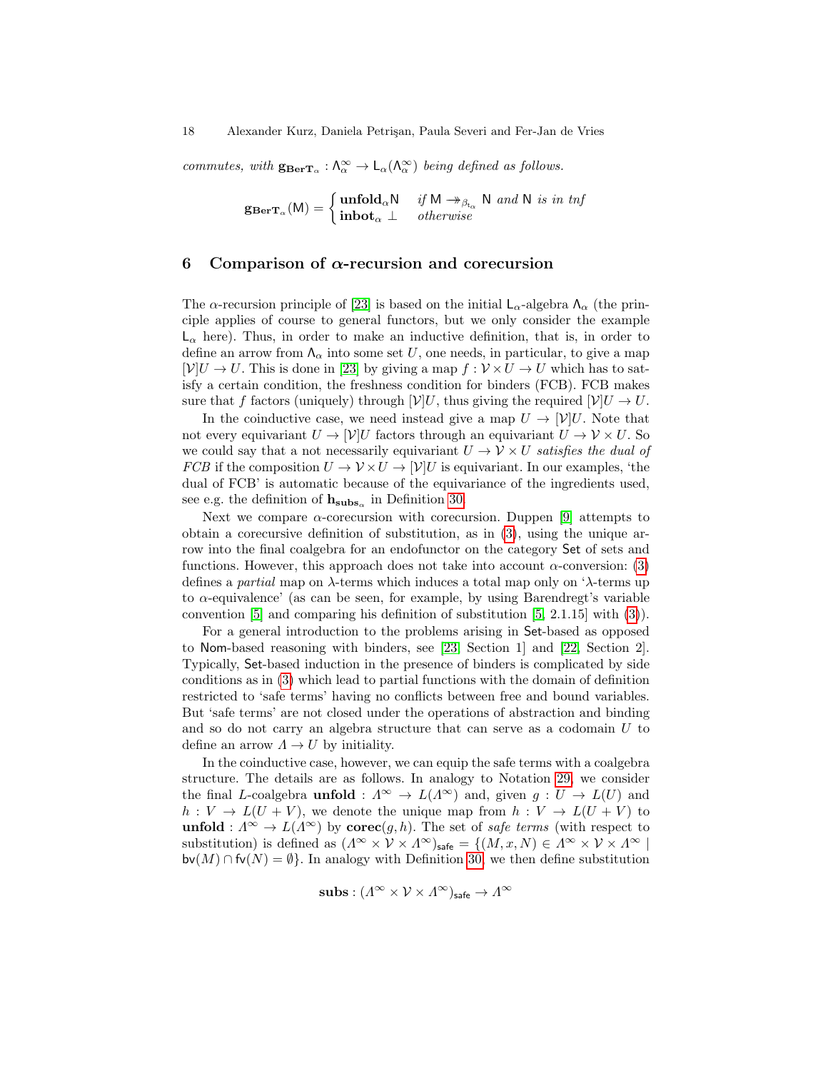*commutes, with* $\mathbf{g_{BerT_\alpha}} : \mathsf{\Lambda}^\infty_\alpha \to \mathsf{L}_\alpha(\mathsf{\Lambda}^\infty_\alpha)$ *being defined as follows.*

$$\mathbf{g_{BerT_\alpha}}(\mathsf{M}) = \begin{cases} \mathbf{unfold}_\alpha \mathsf{N} & \text{if } \mathsf{M} \twoheadrightarrow_{\beta_{\mathfrak{t}_\alpha}} \mathsf{N} \text{ and } \mathsf{N} \text{ is in tnf} \\ \mathbf{inbot}_\alpha \perp & \text{otherwise} \end{cases}$$

## 6 Comparison of $\alpha$-recursion and corecursion

The $\alpha$-recursion principle of [23] is based on the initial $\mathsf{L}_\alpha$-algebra $\mathsf{\Lambda}_\alpha$ (the principle applies of course to general functors, but we only consider the example $\mathsf{L}_\alpha$ here). Thus, in order to make an inductive definition, that is, in order to define an arrow from $\mathsf{\Lambda}_\alpha$ into some set $U$, one needs, in particular, to give a map $[\mathcal{V}]U \to U$. This is done in [23] by giving a map $f : \mathcal{V} \times U \to U$ which has to satisfy a certain condition, the freshness condition for binders (FCB). FCB makes sure that $f$ factors (uniquely) through $[\mathcal{V}]U$, thus giving the required $[\mathcal{V}]U \to U$.

In the coinductive case, we need instead give a map $U \to [\mathcal{V}]U$. Note that not every equivariant $U \to [\mathcal{V}]U$ factors through an equivariant $U \to \mathcal{V} \times U$. So we could say that a not necessarily equivariant $U \to \mathcal{V} \times U$ *satisfies the dual of FCB* if the composition $U \to \mathcal{V} \times U \to [\mathcal{V}]U$ is equivariant. In our examples, 'the dual of FCB' is automatic because of the equivariance of the ingredients used, see e.g. the definition of $\mathbf{h_{subs_\alpha}}$ in Definition 30.

Next we compare $\alpha$-corecursion with corecursion. Duppen [9] attempts to obtain a corecursive definition of substitution, as in (3), using the unique arrow into the final coalgebra for an endofunctor on the category $\mathsf{Set}$ of sets and functions. However, this approach does not take into account $\alpha$-conversion: (3) defines a *partial* map on $\lambda$-terms which induces a total map only on '$\lambda$-terms up to $\alpha$-equivalence' (as can be seen, for example, by using Barendregt's variable convention [5] and comparing his definition of substitution [5, 2.1.15] with (3)).

For a general introduction to the problems arising in $\mathsf{Set}$-based as opposed to $\mathsf{Nom}$-based reasoning with binders, see [23, Section 1] and [22, Section 2]. Typically, $\mathsf{Set}$-based induction in the presence of binders is complicated by side conditions as in (3) which lead to partial functions with the domain of definition restricted to 'safe terms' having no conflicts between free and bound variables. But 'safe terms' are not closed under the operations of abstraction and binding and so do not carry an algebra structure that can serve as a codomain $U$ to define an arrow $\Lambda \to U$ by initiality.

In the coinductive case, however, we can equip the safe terms with a coalgebra structure. The details are as follows. In analogy to Notation 29, we consider the final $L$-coalgebra $\mathbf{unfold} : \Lambda^\infty \to L(\Lambda^\infty)$ and, given $g : U \to L(U)$ and $h : V \to L(U + V)$, we denote the unique map from $h : V \to L(U + V)$ to $\mathbf{unfold} : \Lambda^\infty \to L(\Lambda^\infty)$ by $\mathbf{corec}(g, h)$. The set of *safe terms* (with respect to substitution) is defined as $(\Lambda^\infty \times \mathcal{V} \times \Lambda^\infty)_{\mathsf{safe}} = \{(M, x, N) \in \Lambda^\infty \times \mathcal{V} \times \Lambda^\infty \mid \mathsf{bv}(M) \cap \mathsf{fv}(N) = \emptyset\}$. In analogy with Definition 30, we then define substitution

$$\mathbf{subs} : (\Lambda^\infty \times \mathcal{V} \times \Lambda^\infty)_{\mathsf{safe}} \to \Lambda^\infty$$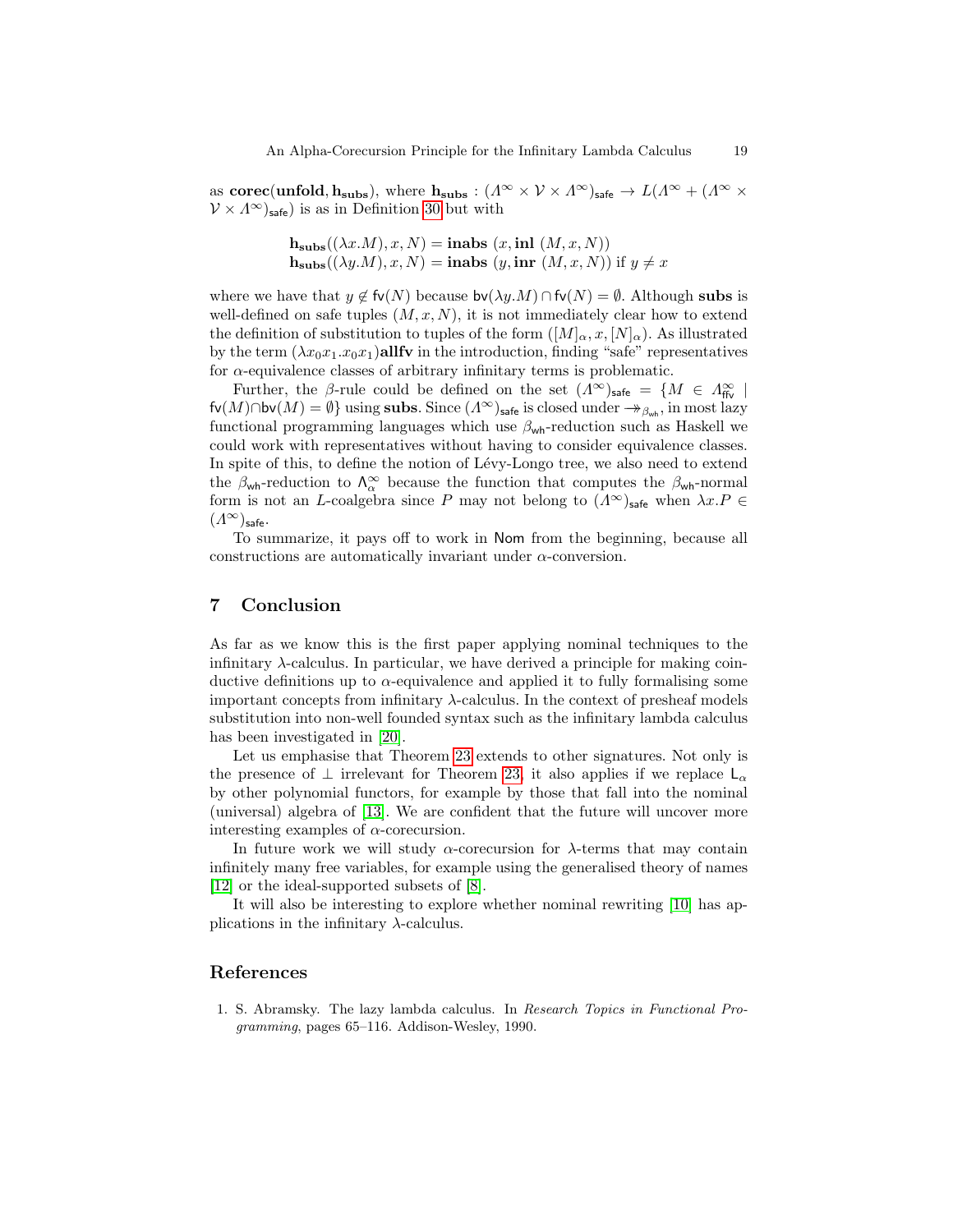as $\mathbf{corec}(\mathbf{unfold}, \mathbf{h_{subs}})$, where $\mathbf{h_{subs}} : (\Lambda^\infty \times \mathcal{V} \times \Lambda^\infty)_{\mathsf{safe}} \to L(\Lambda^\infty + (\Lambda^\infty \times \mathcal{V} \times \Lambda^\infty)_{\mathsf{safe}})$ is as in Definition 30 but with

$$\begin{aligned}
\mathbf{h_{subs}}((\lambda x.M), x, N) &= \mathbf{inabs}\ (x, \mathbf{inl}\ (M, x, N)) \\
\mathbf{h_{subs}}((\lambda y.M), x, N) &= \mathbf{inabs}\ (y, \mathbf{inr}\ (M, x, N)) \text{ if } y \neq x
\end{aligned}$$

where we have that $y \notin \mathsf{fv}(N)$ because $\mathsf{bv}(\lambda y.M) \cap \mathsf{fv}(N) = \emptyset$. Although **subs** is well-defined on safe tuples $(M, x, N)$, it is not immediately clear how to extend the definition of substitution to tuples of the form $([M]_\alpha, x, [N]_\alpha)$. As illustrated by the term $(\lambda x_0 x_1.x_0 x_1)\mathbf{allfv}$ in the introduction, finding "safe" representatives for $\alpha$-equivalence classes of arbitrary infinitary terms is problematic.

Further, the $\beta$-rule could be defined on the set $(\Lambda^\infty)_{\mathsf{safe}} = \{M \in \Lambda^\infty_{\mathsf{ffv}} \mid \mathsf{fv}(M) \cap \mathsf{bv}(M) = \emptyset\}$ using **subs**. Since $(\Lambda^\infty)_{\mathsf{safe}}$ is closed under $\twoheadrightarrow_{\beta_{\mathsf{wh}}}$, in most lazy functional programming languages which use $\beta_{\mathsf{wh}}$-reduction such as Haskell we could work with representatives without having to consider equivalence classes. In spite of this, to define the notion of Lévy-Longo tree, we also need to extend the $\beta_{\mathsf{wh}}$-reduction to $\mathsf{\Lambda}^\infty_\alpha$ because the function that computes the $\beta_{\mathsf{wh}}$-normal form is not an $L$-coalgebra since $P$ may not belong to $(\Lambda^\infty)_{\mathsf{safe}}$ when $\lambda x.P \in (\Lambda^\infty)_{\mathsf{safe}}$.

To summarize, it pays off to work in $\mathsf{Nom}$ from the beginning, because all constructions are automatically invariant under $\alpha$-conversion.

## 7 Conclusion

As far as we know this is the first paper applying nominal techniques to the infinitary $\lambda$-calculus. In particular, we have derived a principle for making coinductive definitions up to $\alpha$-equivalence and applied it to fully formalising some important concepts from infinitary $\lambda$-calculus. In the context of presheaf models substitution into non-well founded syntax such as the infinitary lambda calculus has been investigated in [20].

Let us emphasise that Theorem 23 extends to other signatures. Not only is the presence of $\perp$ irrelevant for Theorem 23, it also applies if we replace $\mathsf{L}_\alpha$ by other polynomial functors, for example by those that fall into the nominal (universal) algebra of [13]. We are confident that the future will uncover more interesting examples of $\alpha$-corecursion.

In future work we will study $\alpha$-corecursion for $\lambda$-terms that may contain infinitely many free variables, for example using the generalised theory of names [12] or the ideal-supported subsets of [8].

It will also be interesting to explore whether nominal rewriting [10] has applications in the infinitary $\lambda$-calculus.

## References

1. S. Abramsky. The lazy lambda calculus. In *Research Topics in Functional Programming*, pages 65–116. Addison-Wesley, 1990.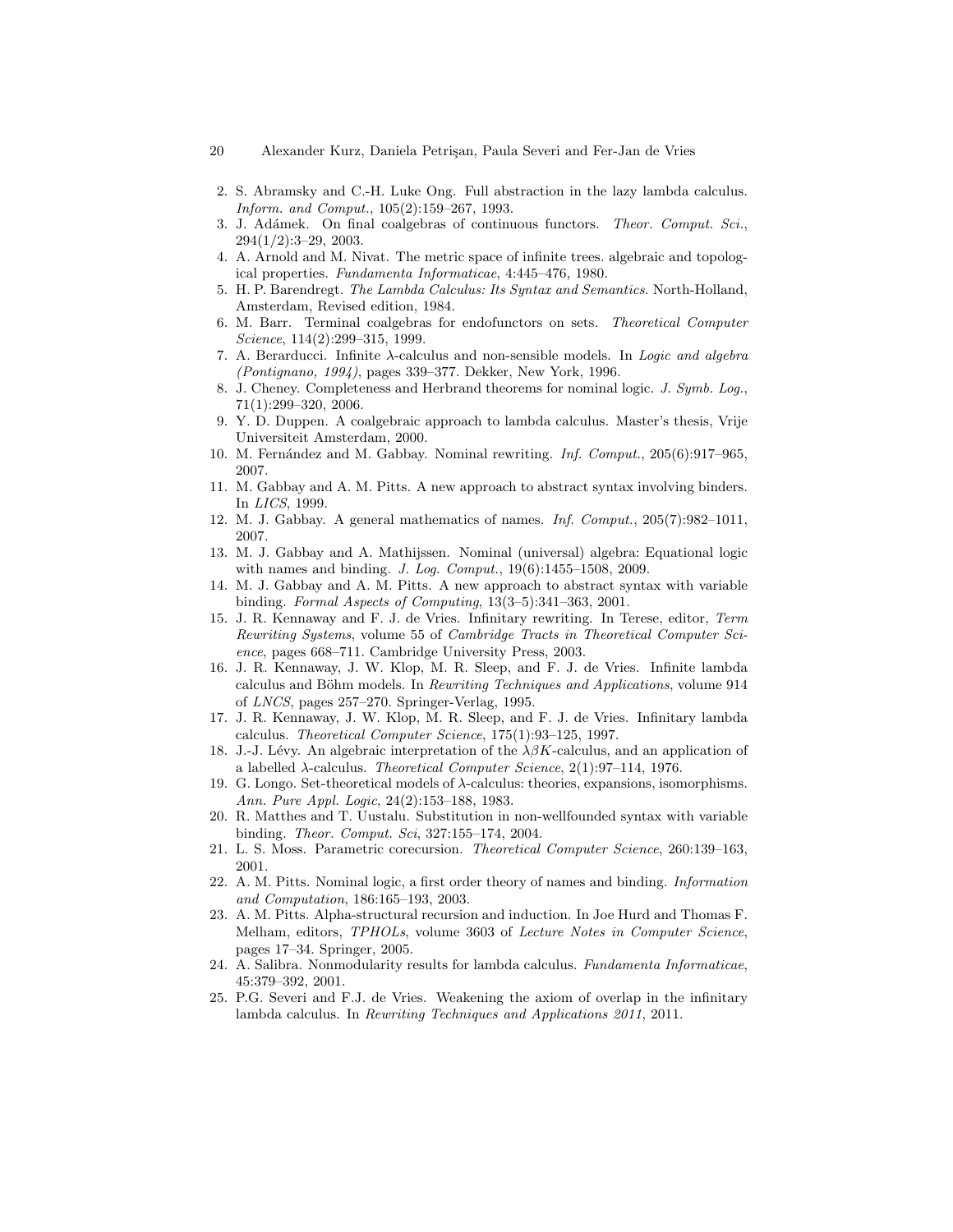2. S. Abramsky and C.-H. Luke Ong. Full abstraction in the lazy lambda calculus. *Inform. and Comput.*, 105(2):159–267, 1993.
3. J. Adámek. On final coalgebras of continuous functors. *Theor. Comput. Sci.*, 294(1/2):3–29, 2003.
4. A. Arnold and M. Nivat. The metric space of infinite trees. algebraic and topological properties. *Fundamenta Informaticae*, 4:445–476, 1980.
5. H. P. Barendregt. *The Lambda Calculus: Its Syntax and Semantics*. North-Holland, Amsterdam, Revised edition, 1984.
6. M. Barr. Terminal coalgebras for endofunctors on sets. *Theoretical Computer Science*, 114(2):299–315, 1999.
7. A. Berarducci. Infinite $\lambda$-calculus and non-sensible models. In *Logic and algebra (Pontignano, 1994)*, pages 339–377. Dekker, New York, 1996.
8. J. Cheney. Completeness and Herbrand theorems for nominal logic. *J. Symb. Log.*, 71(1):299–320, 2006.
9. Y. D. Duppen. A coalgebraic approach to lambda calculus. Master's thesis, Vrije Universiteit Amsterdam, 2000.
10. M. Fernández and M. Gabbay. Nominal rewriting. *Inf. Comput.*, 205(6):917–965, 2007.
11. M. Gabbay and A. M. Pitts. A new approach to abstract syntax involving binders. In *LICS*, 1999.
12. M. J. Gabbay. A general mathematics of names. *Inf. Comput.*, 205(7):982–1011, 2007.
13. M. J. Gabbay and A. Mathijssen. Nominal (universal) algebra: Equational logic with names and binding. *J. Log. Comput.*, 19(6):1455–1508, 2009.
14. M. J. Gabbay and A. M. Pitts. A new approach to abstract syntax with variable binding. *Formal Aspects of Computing*, 13(3–5):341–363, 2001.
15. J. R. Kennaway and F. J. de Vries. Infinitary rewriting. In Terese, editor, *Term Rewriting Systems*, volume 55 of *Cambridge Tracts in Theoretical Computer Science*, pages 668–711. Cambridge University Press, 2003.
16. J. R. Kennaway, J. W. Klop, M. R. Sleep, and F. J. de Vries. Infinite lambda calculus and Böhm models. In *Rewriting Techniques and Applications*, volume 914 of *LNCS*, pages 257–270. Springer-Verlag, 1995.
17. J. R. Kennaway, J. W. Klop, M. R. Sleep, and F. J. de Vries. Infinitary lambda calculus. *Theoretical Computer Science*, 175(1):93–125, 1997.
18. J.-J. Lévy. An algebraic interpretation of the $\lambda\beta K$-calculus, and an application of a labelled $\lambda$-calculus. *Theoretical Computer Science*, 2(1):97–114, 1976.
19. G. Longo. Set-theoretical models of $\lambda$-calculus: theories, expansions, isomorphisms. *Ann. Pure Appl. Logic*, 24(2):153–188, 1983.
20. R. Matthes and T. Uustalu. Substitution in non-wellfounded syntax with variable binding. *Theor. Comput. Sci*, 327:155–174, 2004.
21. L. S. Moss. Parametric corecursion. *Theoretical Computer Science*, 260:139–163, 2001.
22. A. M. Pitts. Nominal logic, a first order theory of names and binding. *Information and Computation*, 186:165–193, 2003.
23. A. M. Pitts. Alpha-structural recursion and induction. In Joe Hurd and Thomas F. Melham, editors, *TPHOLs*, volume 3603 of *Lecture Notes in Computer Science*, pages 17–34. Springer, 2005.
24. A. Salibra. Nonmodularity results for lambda calculus. *Fundamenta Informaticae*, 45:379–392, 2001.
25. P.G. Severi and F.J. de Vries. Weakening the axiom of overlap in the infinitary lambda calculus. In *Rewriting Techniques and Applications 2011*, 2011.